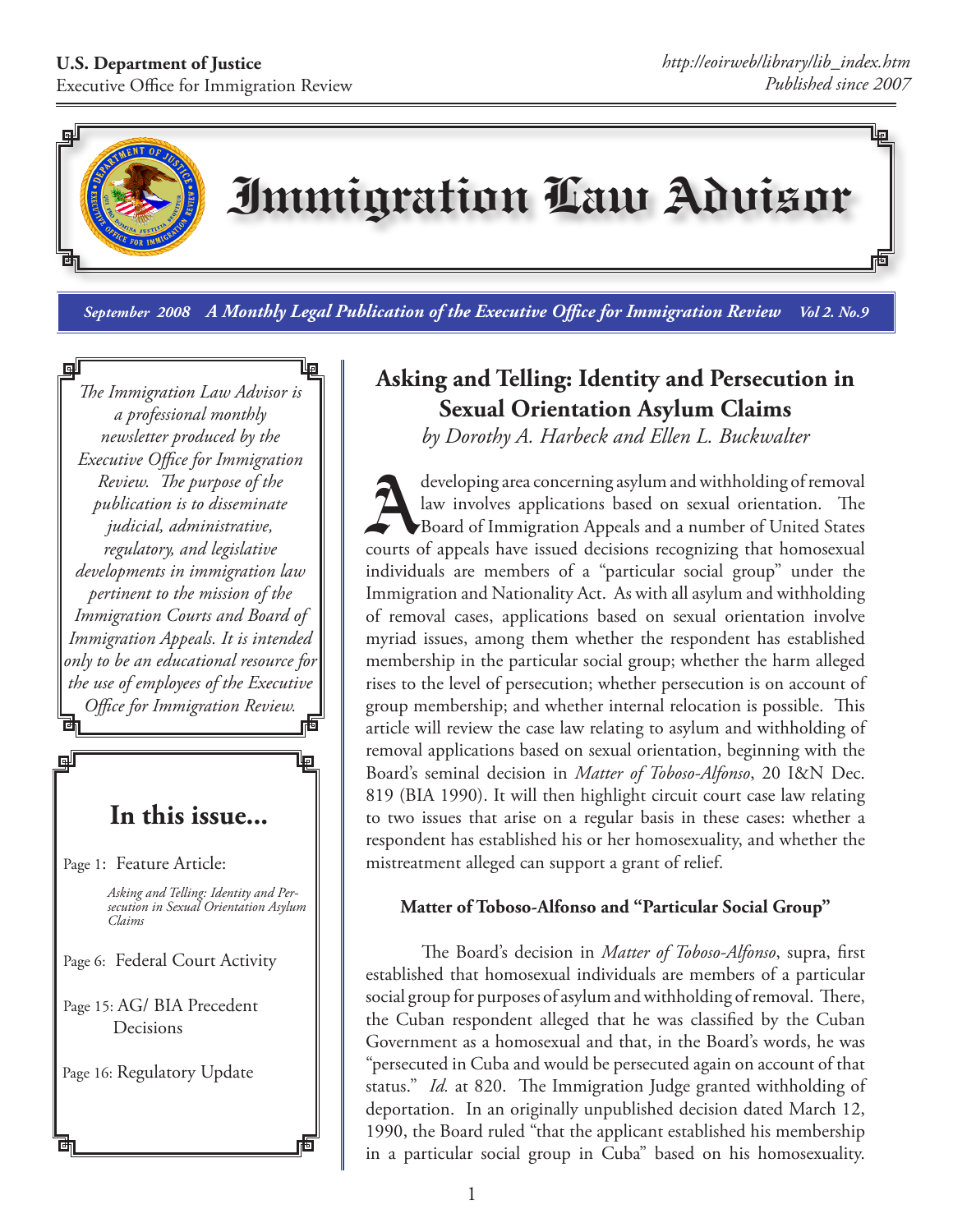**U.S. Department of Justice**
Executive Office for Immigration Review

*http://eoirweb/library/lib_index.htm*
*Published since 2007*

# Immigration Law Advisor

***September 2008 A Monthly Legal Publication of the Executive Office for Immigration Review Vol 2. No.9***

*The Immigration Law Advisor is a professional monthly newsletter produced by the Executive Office for Immigration Review. The purpose of the publication is to disseminate judicial, administrative, regulatory, and legislative developments in immigration law pertinent to the mission of the Immigration Courts and Board of Immigration Appeals. It is intended only to be an educational resource for the use of employees of the Executive Office for Immigration Review.*

## In this issue...

Page 1: Feature Article:

*Asking and Telling: Identity and Persecution in Sexual Orientation Asylum Claims*

Page 6: Federal Court Activity

Page 15: AG/ BIA Precedent Decisions

Page 16: Regulatory Update

## Asking and Telling: Identity and Persecution in Sexual Orientation Asylum Claims

*by Dorothy A. Harbeck and Ellen L. Buckwalter*

A developing area concerning asylum and withholding of removal law involves applications based on sexual orientation. The Board of Immigration Appeals and a number of United States courts of appeals have issued decisions recognizing that homosexual individuals are members of a "particular social group" under the Immigration and Nationality Act. As with all asylum and withholding of removal cases, applications based on sexual orientation involve myriad issues, among them whether the respondent has established membership in the particular social group; whether the harm alleged rises to the level of persecution; whether persecution is on account of group membership; and whether internal relocation is possible. This article will review the case law relating to asylum and withholding of removal applications based on sexual orientation, beginning with the Board's seminal decision in *Matter of Toboso-Alfonso*, 20 I&N Dec. 819 (BIA 1990). It will then highlight circuit court case law relating to two issues that arise on a regular basis in these cases: whether a respondent has established his or her homosexuality, and whether the mistreatment alleged can support a grant of relief.

### Matter of Toboso-Alfonso and "Particular Social Group"

The Board's decision in *Matter of Toboso-Alfonso*, supra, first established that homosexual individuals are members of a particular social group for purposes of asylum and withholding of removal. There, the Cuban respondent alleged that he was classified by the Cuban Government as a homosexual and that, in the Board's words, he was "persecuted in Cuba and would be persecuted again on account of that status." *Id.* at 820. The Immigration Judge granted withholding of deportation. In an originally unpublished decision dated March 12, 1990, the Board ruled "that the applicant established his membership in a particular social group in Cuba" based on his homosexuality.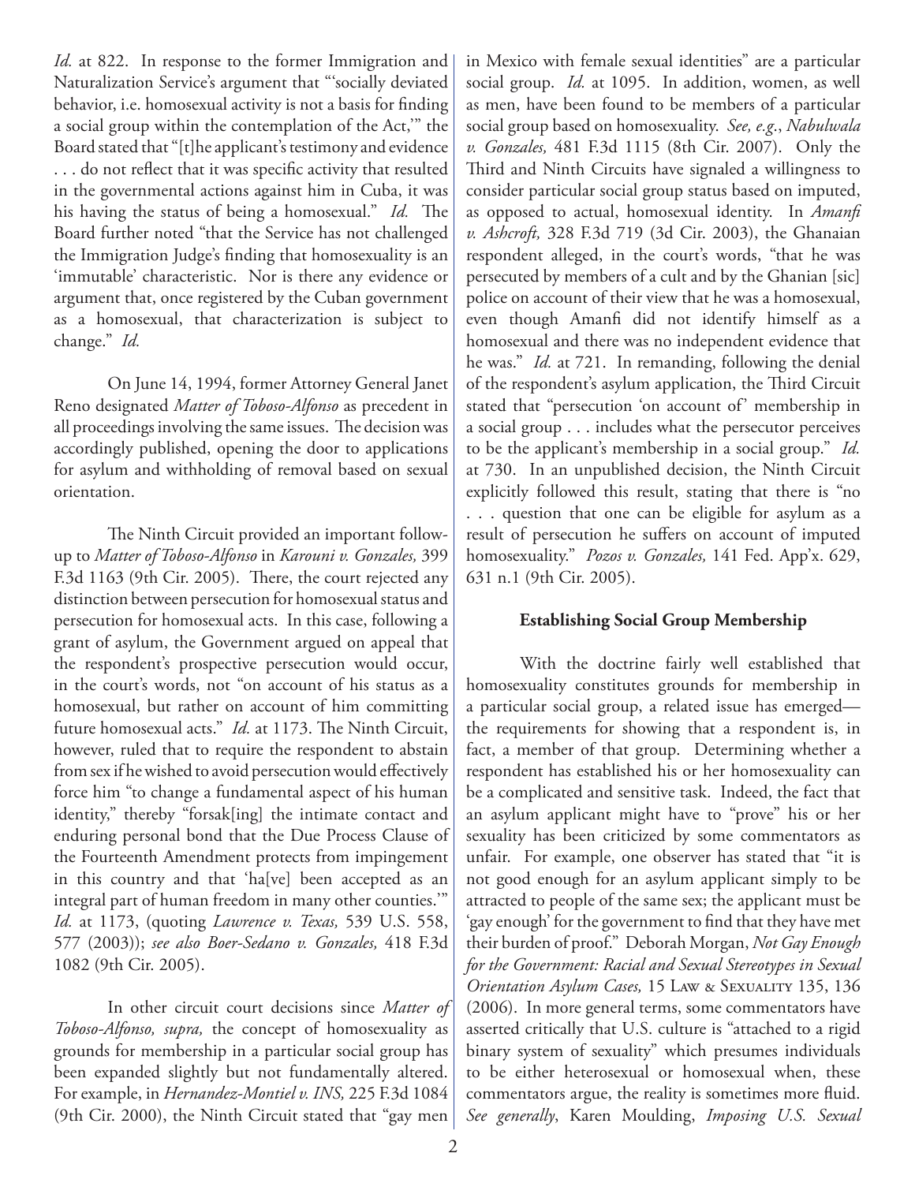*Id.* at 822. In response to the former Immigration and Naturalization Service's argument that "'socially deviated behavior, i.e. homosexual activity is not a basis for finding a social group within the contemplation of the Act,'" the Board stated that "[t]he applicant's testimony and evidence . . . do not reflect that it was specific activity that resulted in the governmental actions against him in Cuba, it was his having the status of being a homosexual." *Id.* The Board further noted "that the Service has not challenged the Immigration Judge's finding that homosexuality is an 'immutable' characteristic. Nor is there any evidence or argument that, once registered by the Cuban government as a homosexual, that characterization is subject to change." *Id.*

On June 14, 1994, former Attorney General Janet Reno designated *Matter of Toboso-Alfonso* as precedent in all proceedings involving the same issues. The decision was accordingly published, opening the door to applications for asylum and withholding of removal based on sexual orientation.

The Ninth Circuit provided an important follow-up to *Matter of Toboso-Alfonso* in *Karouni v. Gonzales,* 399 F.3d 1163 (9th Cir. 2005). There, the court rejected any distinction between persecution for homosexual status and persecution for homosexual acts. In this case, following a grant of asylum, the Government argued on appeal that the respondent's prospective persecution would occur, in the court's words, not "on account of his status as a homosexual, but rather on account of him committing future homosexual acts." *Id.* at 1173. The Ninth Circuit, however, ruled that to require the respondent to abstain from sex if he wished to avoid persecution would effectively force him "to change a fundamental aspect of his human identity," thereby "forsak[ing] the intimate contact and enduring personal bond that the Due Process Clause of the Fourteenth Amendment protects from impingement in this country and that 'ha[ve] been accepted as an integral part of human freedom in many other counties.'" *Id.* at 1173, (quoting *Lawrence v. Texas,* 539 U.S. 558, 577 (2003)); *see also Boer-Sedano v. Gonzales,* 418 F.3d 1082 (9th Cir. 2005).

In other circuit court decisions since *Matter of Toboso-Alfonso, supra,* the concept of homosexuality as grounds for membership in a particular social group has been expanded slightly but not fundamentally altered. For example, in *Hernandez-Montiel v. INS,* 225 F.3d 1084 (9th Cir. 2000), the Ninth Circuit stated that "gay men in Mexico with female sexual identities" are a particular social group. *Id.* at 1095. In addition, women, as well as men, have been found to be members of a particular social group based on homosexuality. *See, e.g.*, *Nabulwala v. Gonzales,* 481 F.3d 1115 (8th Cir. 2007). Only the Third and Ninth Circuits have signaled a willingness to consider particular social group status based on imputed, as opposed to actual, homosexual identity. In *Amanfi v. Ashcroft,* 328 F.3d 719 (3d Cir. 2003), the Ghanaian respondent alleged, in the court's words, "that he was persecuted by members of a cult and by the Ghanian [sic] police on account of their view that he was a homosexual, even though Amanfi did not identify himself as a homosexual and there was no independent evidence that he was." *Id.* at 721. In remanding, following the denial of the respondent's asylum application, the Third Circuit stated that "persecution 'on account of' membership in a social group . . . includes what the persecutor perceives to be the applicant's membership in a social group." *Id.* at 730. In an unpublished decision, the Ninth Circuit explicitly followed this result, stating that there is "no . . . question that one can be eligible for asylum as a result of persecution he suffers on account of imputed homosexuality." *Pozos v. Gonzales,* 141 Fed. App'x. 629, 631 n.1 (9th Cir. 2005).

**Establishing Social Group Membership**

With the doctrine fairly well established that homosexuality constitutes grounds for membership in a particular social group, a related issue has emerged—the requirements for showing that a respondent is, in fact, a member of that group. Determining whether a respondent has established his or her homosexuality can be a complicated and sensitive task. Indeed, the fact that an asylum applicant might have to "prove" his or her sexuality has been criticized by some commentators as unfair. For example, one observer has stated that "it is not good enough for an asylum applicant simply to be attracted to people of the same sex; the applicant must be 'gay enough' for the government to find that they have met their burden of proof." Deborah Morgan, *Not Gay Enough for the Government: Racial and Sexual Stereotypes in Sexual Orientation Asylum Cases,* 15 Law & Sexuality 135, 136 (2006). In more general terms, some commentators have asserted critically that U.S. culture is "attached to a rigid binary system of sexuality" which presumes individuals to be either heterosexual or homosexual when, these commentators argue, the reality is sometimes more fluid. *See generally*, Karen Moulding, *Imposing U.S. Sexual*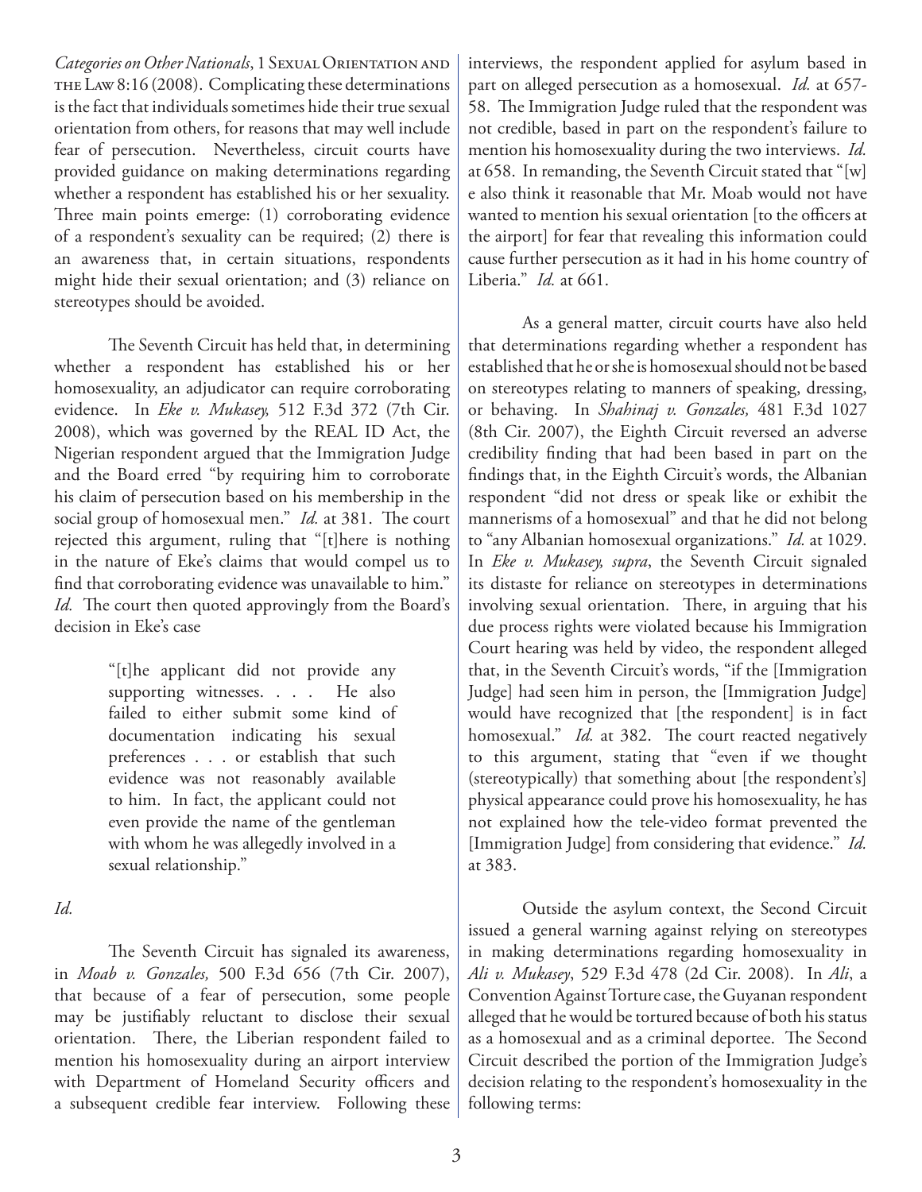*Categories on Other Nationals*, 1 Sexual Orientation and the Law 8:16 (2008). Complicating these determinations is the fact that individuals sometimes hide their true sexual orientation from others, for reasons that may well include fear of persecution. Nevertheless, circuit courts have provided guidance on making determinations regarding whether a respondent has established his or her sexuality. Three main points emerge: (1) corroborating evidence of a respondent's sexuality can be required; (2) there is an awareness that, in certain situations, respondents might hide their sexual orientation; and (3) reliance on stereotypes should be avoided.

The Seventh Circuit has held that, in determining whether a respondent has established his or her homosexuality, an adjudicator can require corroborating evidence. In *Eke v. Mukasey,* 512 F.3d 372 (7th Cir. 2008), which was governed by the REAL ID Act, the Nigerian respondent argued that the Immigration Judge and the Board erred "by requiring him to corroborate his claim of persecution based on his membership in the social group of homosexual men." *Id.* at 381. The court rejected this argument, ruling that "[t]here is nothing in the nature of Eke's claims that would compel us to find that corroborating evidence was unavailable to him." *Id.* The court then quoted approvingly from the Board's decision in Eke's case

> "[t]he applicant did not provide any supporting witnesses. . . . He also failed to either submit some kind of documentation indicating his sexual preferences . . . or establish that such evidence was not reasonably available to him. In fact, the applicant could not even provide the name of the gentleman with whom he was allegedly involved in a sexual relationship."

*Id.*

The Seventh Circuit has signaled its awareness, in *Moab v. Gonzales,* 500 F.3d 656 (7th Cir. 2007), that because of a fear of persecution, some people may be justifiably reluctant to disclose their sexual orientation. There, the Liberian respondent failed to mention his homosexuality during an airport interview with Department of Homeland Security officers and a subsequent credible fear interview. Following these interviews, the respondent applied for asylum based in part on alleged persecution as a homosexual. *Id.* at 657-58. The Immigration Judge ruled that the respondent was not credible, based in part on the respondent's failure to mention his homosexuality during the two interviews. *Id.* at 658. In remanding, the Seventh Circuit stated that "[w]e also think it reasonable that Mr. Moab would not have wanted to mention his sexual orientation [to the officers at the airport] for fear that revealing this information could cause further persecution as it had in his home country of Liberia." *Id.* at 661.

As a general matter, circuit courts have also held that determinations regarding whether a respondent has established that he or she is homosexual should not be based on stereotypes relating to manners of speaking, dressing, or behaving. In *Shahinaj v. Gonzales,* 481 F.3d 1027 (8th Cir. 2007), the Eighth Circuit reversed an adverse credibility finding that had been based in part on the findings that, in the Eighth Circuit's words, the Albanian respondent "did not dress or speak like or exhibit the mannerisms of a homosexual" and that he did not belong to "any Albanian homosexual organizations." *Id.* at 1029. In *Eke v. Mukasey, supra*, the Seventh Circuit signaled its distaste for reliance on stereotypes in determinations involving sexual orientation. There, in arguing that his due process rights were violated because his Immigration Court hearing was held by video, the respondent alleged that, in the Seventh Circuit's words, "if the [Immigration Judge] had seen him in person, the [Immigration Judge] would have recognized that [the respondent] is in fact homosexual." *Id.* at 382. The court reacted negatively to this argument, stating that "even if we thought (stereotypically) that something about [the respondent's] physical appearance could prove his homosexuality, he has not explained how the tele-video format prevented the [Immigration Judge] from considering that evidence." *Id.* at 383.

Outside the asylum context, the Second Circuit issued a general warning against relying on stereotypes in making determinations regarding homosexuality in *Ali v. Mukasey*, 529 F.3d 478 (2d Cir. 2008). In *Ali*, a Convention Against Torture case, the Guyanan respondent alleged that he would be tortured because of both his status as a homosexual and as a criminal deportee. The Second Circuit described the portion of the Immigration Judge's decision relating to the respondent's homosexuality in the following terms: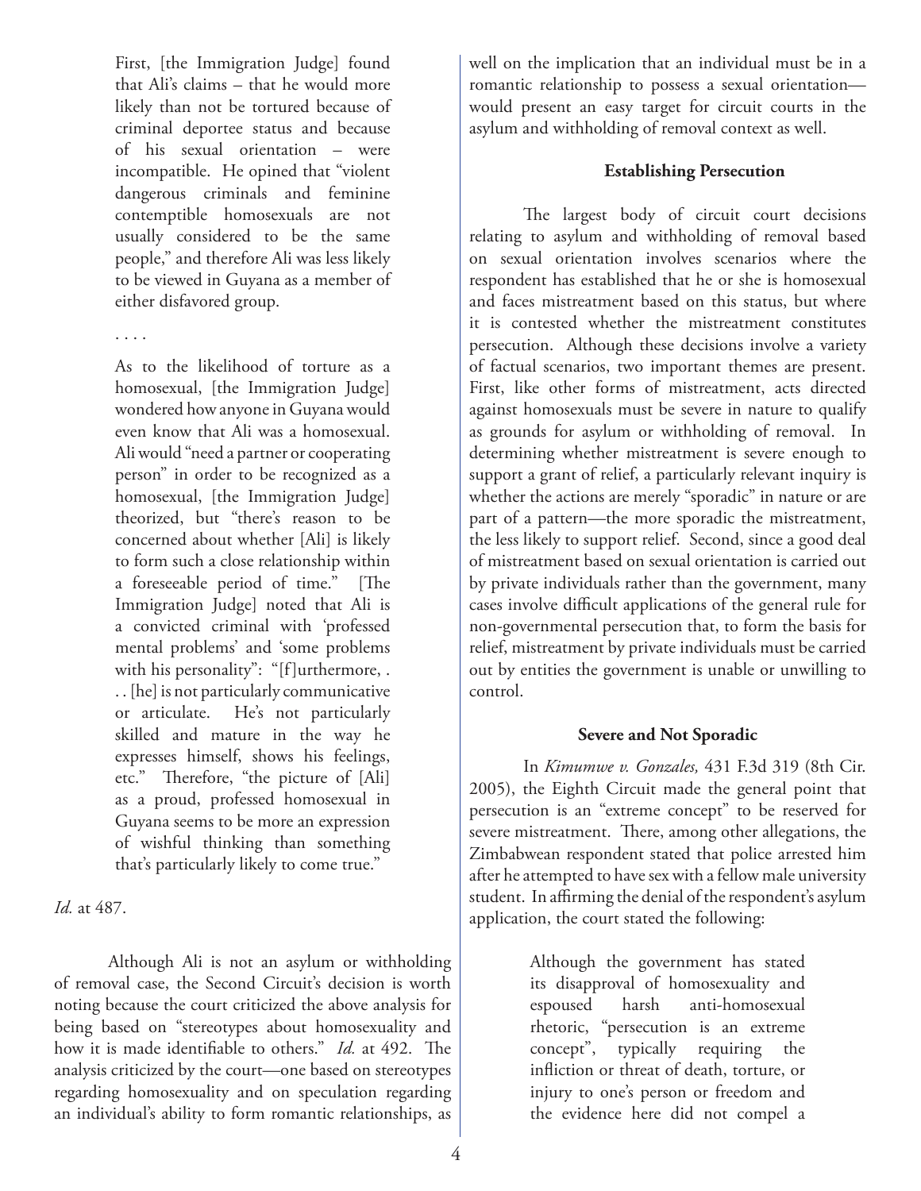> First, [the Immigration Judge] found that Ali's claims – that he would more likely than not be tortured because of criminal deportee status and because of his sexual orientation – were incompatible. He opined that "violent dangerous criminals and feminine contemptible homosexuals are not usually considered to be the same people," and therefore Ali was less likely to be viewed in Guyana as a member of either disfavored group.
>
> . . . .
>
> As to the likelihood of torture as a homosexual, [the Immigration Judge] wondered how anyone in Guyana would even know that Ali was a homosexual. Ali would "need a partner or cooperating person" in order to be recognized as a homosexual, [the Immigration Judge] theorized, but "there's reason to be concerned about whether [Ali] is likely to form such a close relationship within a foreseeable period of time." [The Immigration Judge] noted that Ali is a convicted criminal with 'professed mental problems' and 'some problems with his personality": "[f]urthermore, . . . [he] is not particularly communicative or articulate. He's not particularly skilled and mature in the way he expresses himself, shows his feelings, etc." Therefore, "the picture of [Ali] as a proud, professed homosexual in Guyana seems to be more an expression of wishful thinking than something that's particularly likely to come true."

*Id.* at 487.

Although Ali is not an asylum or withholding of removal case, the Second Circuit's decision is worth noting because the court criticized the above analysis for being based on "stereotypes about homosexuality and how it is made identifiable to others." *Id.* at 492. The analysis criticized by the court—one based on stereotypes regarding homosexuality and on speculation regarding an individual's ability to form romantic relationships, as well on the implication that an individual must be in a romantic relationship to possess a sexual orientation—would present an easy target for circuit courts in the asylum and withholding of removal context as well.

### Establishing Persecution

The largest body of circuit court decisions relating to asylum and withholding of removal based on sexual orientation involves scenarios where the respondent has established that he or she is homosexual and faces mistreatment based on this status, but where it is contested whether the mistreatment constitutes persecution. Although these decisions involve a variety of factual scenarios, two important themes are present. First, like other forms of mistreatment, acts directed against homosexuals must be severe in nature to qualify as grounds for asylum or withholding of removal. In determining whether mistreatment is severe enough to support a grant of relief, a particularly relevant inquiry is whether the actions are merely "sporadic" in nature or are part of a pattern—the more sporadic the mistreatment, the less likely to support relief. Second, since a good deal of mistreatment based on sexual orientation is carried out by private individuals rather than the government, many cases involve difficult applications of the general rule for non-governmental persecution that, to form the basis for relief, mistreatment by private individuals must be carried out by entities the government is unable or unwilling to control.

### Severe and Not Sporadic

In *Kimumwe v. Gonzales,* 431 F.3d 319 (8th Cir. 2005), the Eighth Circuit made the general point that persecution is an "extreme concept" to be reserved for severe mistreatment. There, among other allegations, the Zimbabwean respondent stated that police arrested him after he attempted to have sex with a fellow male university student. In affirming the denial of the respondent's asylum application, the court stated the following:

> Although the government has stated its disapproval of homosexuality and espoused harsh anti-homosexual rhetoric, "persecution is an extreme concept", typically requiring the infliction or threat of death, torture, or injury to one's person or freedom and the evidence here did not compel a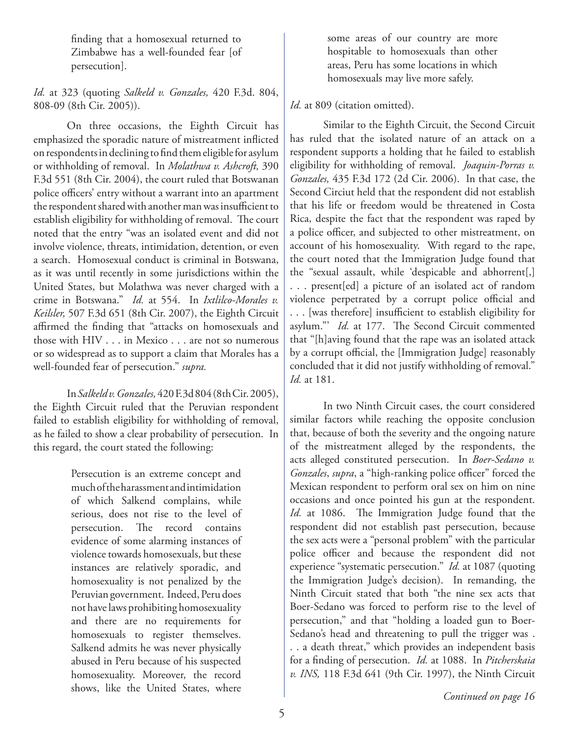> finding that a homosexual returned to Zimbabwe has a well-founded fear [of persecution].

*Id.* at 323 (quoting *Salkeld v. Gonzales,* 420 F.3d. 804, 808-09 (8th Cir. 2005)).

On three occasions, the Eighth Circuit has emphasized the sporadic nature of mistreatment inflicted on respondents in declining to find them eligible for asylum or withholding of removal. In *Molathwa v. Ashcroft,* 390 F.3d 551 (8th Cir. 2004), the court ruled that Botswanan police officers' entry without a warrant into an apartment the respondent shared with another man was insufficient to establish eligibility for withholding of removal. The court noted that the entry "was an isolated event and did not involve violence, threats, intimidation, detention, or even a search. Homosexual conduct is criminal in Botswana, as it was until recently in some jurisdictions within the United States, but Molathwa was never charged with a crime in Botswana." *Id.* at 554. In *Ixtlilco-Morales v. Keilsler,* 507 F.3d 651 (8th Cir. 2007), the Eighth Circuit affirmed the finding that "attacks on homosexuals and those with HIV . . . in Mexico . . . are not so numerous or so widespread as to support a claim that Morales has a well-founded fear of persecution." *supra.*

In *Salkeld v. Gonzales,* 420 F.3d 804 (8th Cir. 2005), the Eighth Circuit ruled that the Peruvian respondent failed to establish eligibility for withholding of removal, as he failed to show a clear probability of persecution. In this regard, the court stated the following:

> Persecution is an extreme concept and much of the harassment and intimidation of which Salkend complains, while serious, does not rise to the level of persecution. The record contains evidence of some alarming instances of violence towards homosexuals, but these instances are relatively sporadic, and homosexuality is not penalized by the Peruvian government. Indeed, Peru does not have laws prohibiting homosexuality and there are no requirements for homosexuals to register themselves. Salkend admits he was never physically abused in Peru because of his suspected homosexuality. Moreover, the record shows, like the United States, where some areas of our country are more hospitable to homosexuals than other areas, Peru has some locations in which homosexuals may live more safely.

*Id.* at 809 (citation omitted).

Similar to the Eighth Circuit, the Second Circuit has ruled that the isolated nature of an attack on a respondent supports a holding that he failed to establish eligibility for withholding of removal. *Joaquin-Porras v. Gonzales,* 435 F.3d 172 (2d Cir. 2006). In that case, the Second Circiut held that the respondent did not establish that his life or freedom would be threatened in Costa Rica, despite the fact that the respondent was raped by a police officer, and subjected to other mistreatment, on account of his homosexuality. With regard to the rape, the court noted that the Immigration Judge found that the "sexual assault, while 'despicable and abhorrent[,] . . . present[ed] a picture of an isolated act of random violence perpetrated by a corrupt police official and . . . [was therefore] insufficient to establish eligibility for asylum."' *Id.* at 177. The Second Circuit commented that "[h]aving found that the rape was an isolated attack by a corrupt official, the [Immigration Judge] reasonably concluded that it did not justify withholding of removal." *Id.* at 181.

In two Ninth Circuit cases, the court considered similar factors while reaching the opposite conclusion that, because of both the severity and the ongoing nature of the mistreatment alleged by the respondents, the acts alleged constituted persecution. In *Boer-Sedano v. Gonzales*, *supra*, a "high-ranking police officer" forced the Mexican respondent to perform oral sex on him on nine occasions and once pointed his gun at the respondent. *Id.* at 1086. The Immigration Judge found that the respondent did not establish past persecution, because the sex acts were a "personal problem" with the particular police officer and because the respondent did not experience "systematic persecution." *Id.* at 1087 (quoting the Immigration Judge's decision). In remanding, the Ninth Circuit stated that both "the nine sex acts that Boer-Sedano was forced to perform rise to the level of persecution," and that "holding a loaded gun to Boer-Sedano's head and threatening to pull the trigger was . . . a death threat," which provides an independent basis for a finding of persecution. *Id.* at 1088. In *Pitcherskaia v. INS,* 118 F.3d 641 (9th Cir. 1997), the Ninth Circuit

*Continued on page 16*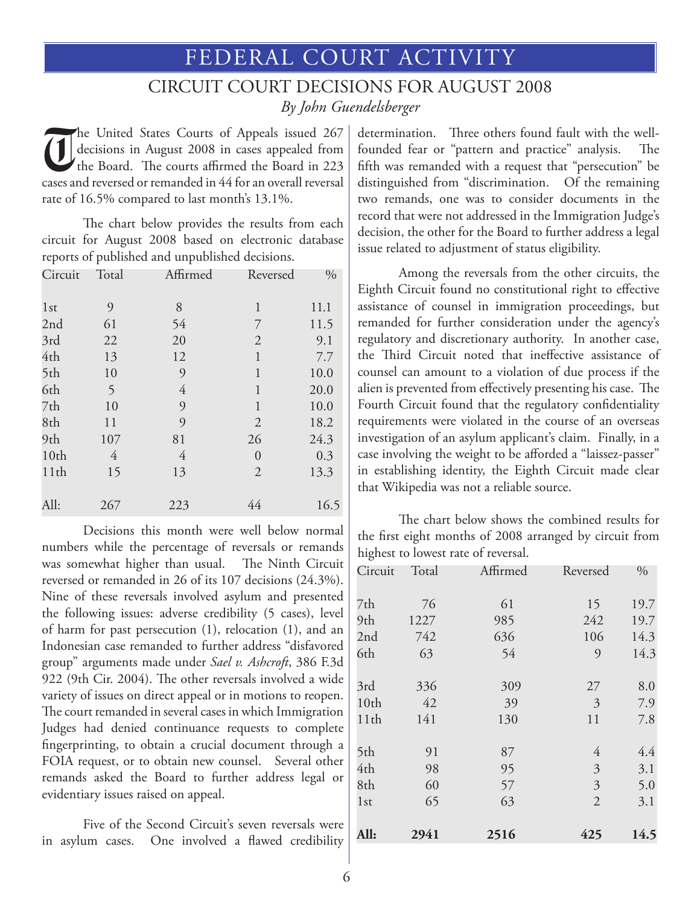# FEDERAL COURT ACTIVITY

## CIRCUIT COURT DECISIONS FOR AUGUST 2008

*By John Guendelsberger*

The United States Courts of Appeals issued 267 decisions in August 2008 in cases appealed from the Board. The courts affirmed the Board in 223 cases and reversed or remanded in 44 for an overall reversal rate of 16.5% compared to last month's 13.1%.

The chart below provides the results from each circuit for August 2008 based on electronic database reports of published and unpublished decisions.

| Circuit | Total | Affirmed | Reversed | % |
|---|---|---|---|---|
| 1st | 9 | 8 | 1 | 11.1 |
| 2nd | 61 | 54 | 7 | 11.5 |
| 3rd | 22 | 20 | 2 | 9.1 |
| 4th | 13 | 12 | 1 | 7.7 |
| 5th | 10 | 9 | 1 | 10.0 |
| 6th | 5 | 4 | 1 | 20.0 |
| 7th | 10 | 9 | 1 | 10.0 |
| 8th | 11 | 9 | 2 | 18.2 |
| 9th | 107 | 81 | 26 | 24.3 |
| 10th | 4 | 4 | 0 | 0.3 |
| 11th | 15 | 13 | 2 | 13.3 |
| All: | 267 | 223 | 44 | 16.5 |

Decisions this month were well below normal numbers while the percentage of reversals or remands was somewhat higher than usual. The Ninth Circuit reversed or remanded in 26 of its 107 decisions (24.3%). Nine of these reversals involved asylum and presented the following issues: adverse credibility (5 cases), level of harm for past persecution (1), relocation (1), and an Indonesian case remanded to further address "disfavored group" arguments made under *Sael v. Ashcroft*, 386 F.3d 922 (9th Cir. 2004). The other reversals involved a wide variety of issues on direct appeal or in motions to reopen. The court remanded in several cases in which Immigration Judges had denied continuance requests to complete fingerprinting, to obtain a crucial document through a FOIA request, or to obtain new counsel. Several other remands asked the Board to further address legal or evidentiary issues raised on appeal.

Five of the Second Circuit's seven reversals were in asylum cases. One involved a flawed credibility determination. Three others found fault with the well-founded fear or "pattern and practice" analysis. The fifth was remanded with a request that "persecution" be distinguished from "discrimination. Of the remaining two remands, one was to consider documents in the record that were not addressed in the Immigration Judge's decision, the other for the Board to further address a legal issue related to adjustment of status eligibility.

Among the reversals from the other circuits, the Eighth Circuit found no constitutional right to effective assistance of counsel in immigration proceedings, but remanded for further consideration under the agency's regulatory and discretionary authority. In another case, the Third Circuit noted that ineffective assistance of counsel can amount to a violation of due process if the alien is prevented from effectively presenting his case. The Fourth Circuit found that the regulatory confidentiality requirements were violated in the course of an overseas investigation of an asylum applicant's claim. Finally, in a case involving the weight to be afforded a "laissez-passer" in establishing identity, the Eighth Circuit made clear that Wikipedia was not a reliable source.

The chart below shows the combined results for the first eight months of 2008 arranged by circuit from highest to lowest rate of reversal.

| Circuit | Total | Affirmed | Reversed | % |
|---|---|---|---|---|
| 7th | 76 | 61 | 15 | 19.7 |
| 9th | 1227 | 985 | 242 | 19.7 |
| 2nd | 742 | 636 | 106 | 14.3 |
| 6th | 63 | 54 | 9 | 14.3 |
| 3rd | 336 | 309 | 27 | 8.0 |
| 10th | 42 | 39 | 3 | 7.9 |
| 11th | 141 | 130 | 11 | 7.8 |
| 5th | 91 | 87 | 4 | 4.4 |
| 4th | 98 | 95 | 3 | 3.1 |
| 8th | 60 | 57 | 3 | 5.0 |
| 1st | 65 | 63 | 2 | 3.1 |
| **All:** | **2941** | **2516** | **425** | **14.5** |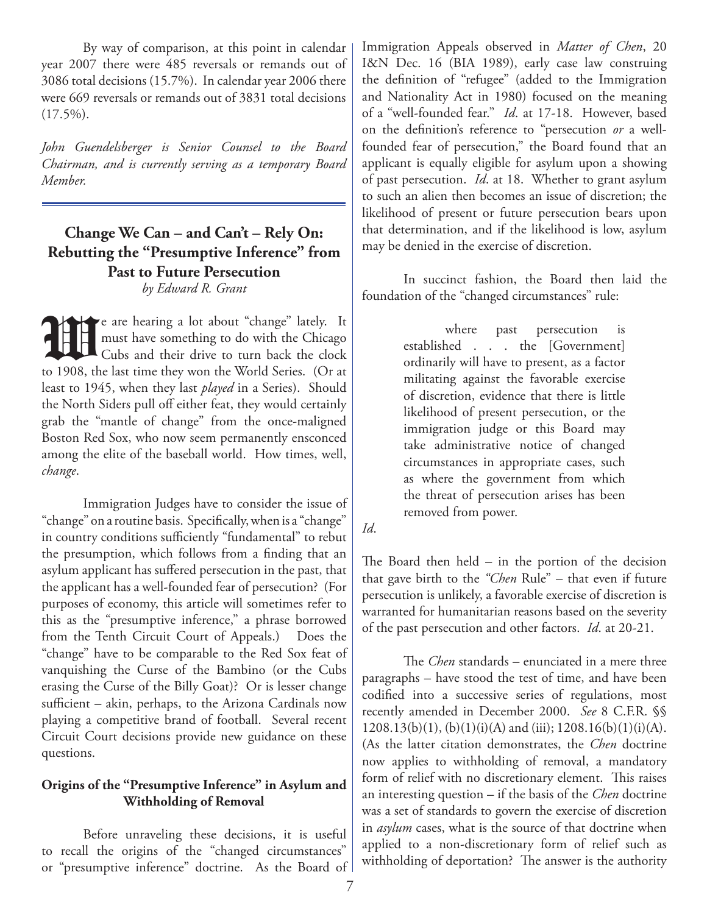By way of comparison, at this point in calendar year 2007 there were 485 reversals or remands out of 3086 total decisions (15.7%). In calendar year 2006 there were 669 reversals or remands out of 3831 total decisions (17.5%).

*John Guendelsberger is Senior Counsel to the Board Chairman, and is currently serving as a temporary Board Member.*

---

## Change We Can – and Can't – Rely On: Rebutting the "Presumptive Inference" from Past to Future Persecution

*by Edward R. Grant*

We are hearing a lot about "change" lately. It must have something to do with the Chicago Cubs and their drive to turn back the clock to 1908, the last time they won the World Series. (Or at least to 1945, when they last *played* in a Series). Should the North Siders pull off either feat, they would certainly grab the "mantle of change" from the once-maligned Boston Red Sox, who now seem permanently ensconced among the elite of the baseball world. How times, well, *change*.

Immigration Judges have to consider the issue of "change" on a routine basis. Specifically, when is a "change" in country conditions sufficiently "fundamental" to rebut the presumption, which follows from a finding that an asylum applicant has suffered persecution in the past, that the applicant has a well-founded fear of persecution? (For purposes of economy, this article will sometimes refer to this as the "presumptive inference," a phrase borrowed from the Tenth Circuit Court of Appeals.) Does the "change" have to be comparable to the Red Sox feat of vanquishing the Curse of the Bambino (or the Cubs erasing the Curse of the Billy Goat)? Or is lesser change sufficient – akin, perhaps, to the Arizona Cardinals now playing a competitive brand of football. Several recent Circuit Court decisions provide new guidance on these questions.

### Origins of the "Presumptive Inference" in Asylum and Withholding of Removal

Before unraveling these decisions, it is useful to recall the origins of the "changed circumstances" or "presumptive inference" doctrine. As the Board of Immigration Appeals observed in *Matter of Chen*, 20 I&N Dec. 16 (BIA 1989), early case law construing the definition of "refugee" (added to the Immigration and Nationality Act in 1980) focused on the meaning of a "well-founded fear." *Id*. at 17-18. However, based on the definition's reference to "persecution *or* a well-founded fear of persecution," the Board found that an applicant is equally eligible for asylum upon a showing of past persecution. *Id*. at 18. Whether to grant asylum to such an alien then becomes an issue of discretion; the likelihood of present or future persecution bears upon that determination, and if the likelihood is low, asylum may be denied in the exercise of discretion.

In succinct fashion, the Board then laid the foundation of the "changed circumstances" rule:

> where past persecution is established . . . the [Government] ordinarily will have to present, as a factor militating against the favorable exercise of discretion, evidence that there is little likelihood of present persecution, or the immigration judge or this Board may take administrative notice of changed circumstances in appropriate cases, such as where the government from which the threat of persecution arises has been removed from power.

*Id*.

The Board then held – in the portion of the decision that gave birth to the *"Chen* Rule" – that even if future persecution is unlikely, a favorable exercise of discretion is warranted for humanitarian reasons based on the severity of the past persecution and other factors. *Id*. at 20-21.

The *Chen* standards – enunciated in a mere three paragraphs – have stood the test of time, and have been codified into a successive series of regulations, most recently amended in December 2000. *See* 8 C.F.R. §§ 1208.13(b)(1), (b)(1)(i)(A) and (iii); 1208.16(b)(1)(i)(A). (As the latter citation demonstrates, the *Chen* doctrine now applies to withholding of removal, a mandatory form of relief with no discretionary element. This raises an interesting question – if the basis of the *Chen* doctrine was a set of standards to govern the exercise of discretion in *asylum* cases, what is the source of that doctrine when applied to a non-discretionary form of relief such as withholding of deportation? The answer is the authority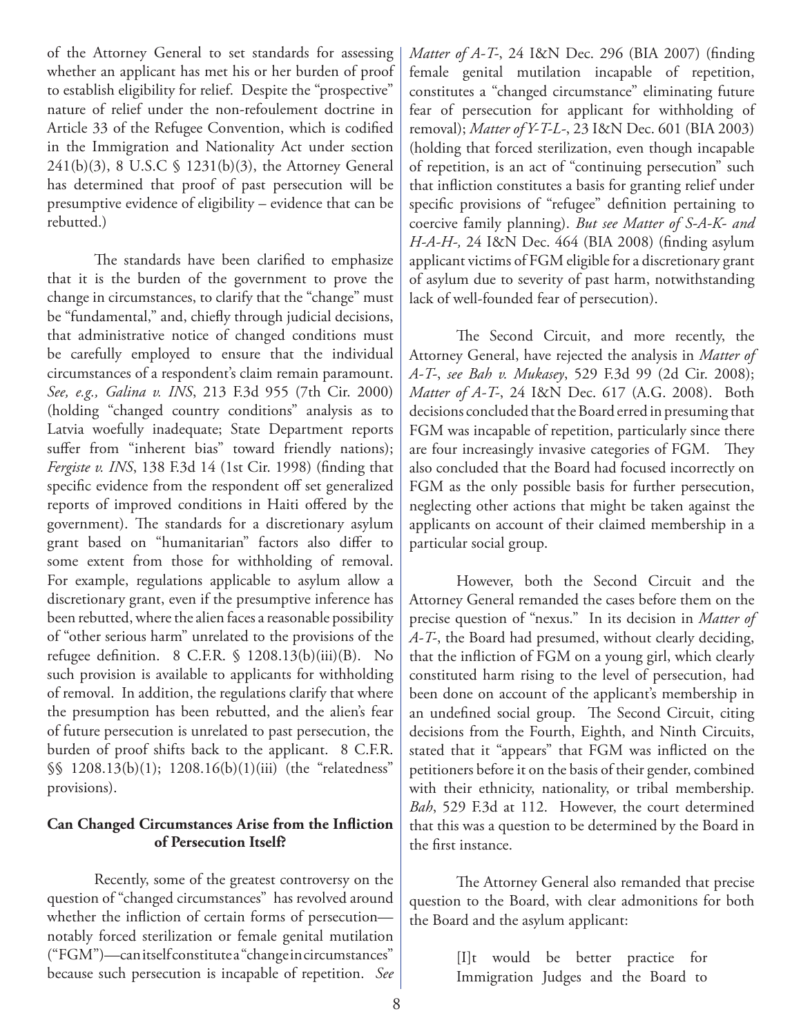of the Attorney General to set standards for assessing whether an applicant has met his or her burden of proof to establish eligibility for relief. Despite the "prospective" nature of relief under the non-refoulement doctrine in Article 33 of the Refugee Convention, which is codified in the Immigration and Nationality Act under section 241(b)(3), 8 U.S.C § 1231(b)(3), the Attorney General has determined that proof of past persecution will be presumptive evidence of eligibility – evidence that can be rebutted.)

The standards have been clarified to emphasize that it is the burden of the government to prove the change in circumstances, to clarify that the "change" must be "fundamental," and, chiefly through judicial decisions, that administrative notice of changed conditions must be carefully employed to ensure that the individual circumstances of a respondent's claim remain paramount. *See, e.g., Galina v. INS*, 213 F.3d 955 (7th Cir. 2000) (holding "changed country conditions" analysis as to Latvia woefully inadequate; State Department reports suffer from "inherent bias" toward friendly nations); *Fergiste v. INS*, 138 F.3d 14 (1st Cir. 1998) (finding that specific evidence from the respondent off set generalized reports of improved conditions in Haiti offered by the government). The standards for a discretionary asylum grant based on "humanitarian" factors also differ to some extent from those for withholding of removal. For example, regulations applicable to asylum allow a discretionary grant, even if the presumptive inference has been rebutted, where the alien faces a reasonable possibility of "other serious harm" unrelated to the provisions of the refugee definition. 8 C.F.R. § 1208.13(b)(iii)(B). No such provision is available to applicants for withholding of removal. In addition, the regulations clarify that where the presumption has been rebutted, and the alien's fear of future persecution is unrelated to past persecution, the burden of proof shifts back to the applicant. 8 C.F.R. §§ 1208.13(b)(1); 1208.16(b)(1)(iii) (the "relatedness" provisions).

**Can Changed Circumstances Arise from the Infliction of Persecution Itself?**

Recently, some of the greatest controversy on the question of "changed circumstances" has revolved around whether the infliction of certain forms of persecution—notably forced sterilization or female genital mutilation ("FGM")—can itself constitute a "change in circumstances" because such persecution is incapable of repetition. *See Matter of A-T-*, 24 I&N Dec. 296 (BIA 2007) (finding female genital mutilation incapable of repetition, constitutes a "changed circumstance" eliminating future fear of persecution for applicant for withholding of removal); *Matter of Y-T-L-*, 23 I&N Dec. 601 (BIA 2003) (holding that forced sterilization, even though incapable of repetition, is an act of "continuing persecution" such that infliction constitutes a basis for granting relief under specific provisions of "refugee" definition pertaining to coercive family planning). *But see Matter of S-A-K- and H-A-H-,* 24 I&N Dec. 464 (BIA 2008) (finding asylum applicant victims of FGM eligible for a discretionary grant of asylum due to severity of past harm, notwithstanding lack of well-founded fear of persecution).

The Second Circuit, and more recently, the Attorney General, have rejected the analysis in *Matter of A-T-*, *see Bah v. Mukasey*, 529 F.3d 99 (2d Cir. 2008); *Matter of A-T-*, 24 I&N Dec. 617 (A.G. 2008). Both decisions concluded that the Board erred in presuming that FGM was incapable of repetition, particularly since there are four increasingly invasive categories of FGM. They also concluded that the Board had focused incorrectly on FGM as the only possible basis for further persecution, neglecting other actions that might be taken against the applicants on account of their claimed membership in a particular social group.

However, both the Second Circuit and the Attorney General remanded the cases before them on the precise question of "nexus." In its decision in *Matter of A-T-*, the Board had presumed, without clearly deciding, that the infliction of FGM on a young girl, which clearly constituted harm rising to the level of persecution, had been done on account of the applicant's membership in an undefined social group. The Second Circuit, citing decisions from the Fourth, Eighth, and Ninth Circuits, stated that it "appears" that FGM was inflicted on the petitioners before it on the basis of their gender, combined with their ethnicity, nationality, or tribal membership. *Bah*, 529 F.3d at 112. However, the court determined that this was a question to be determined by the Board in the first instance.

The Attorney General also remanded that precise question to the Board, with clear admonitions for both the Board and the asylum applicant:

> [I]t would be better practice for Immigration Judges and the Board to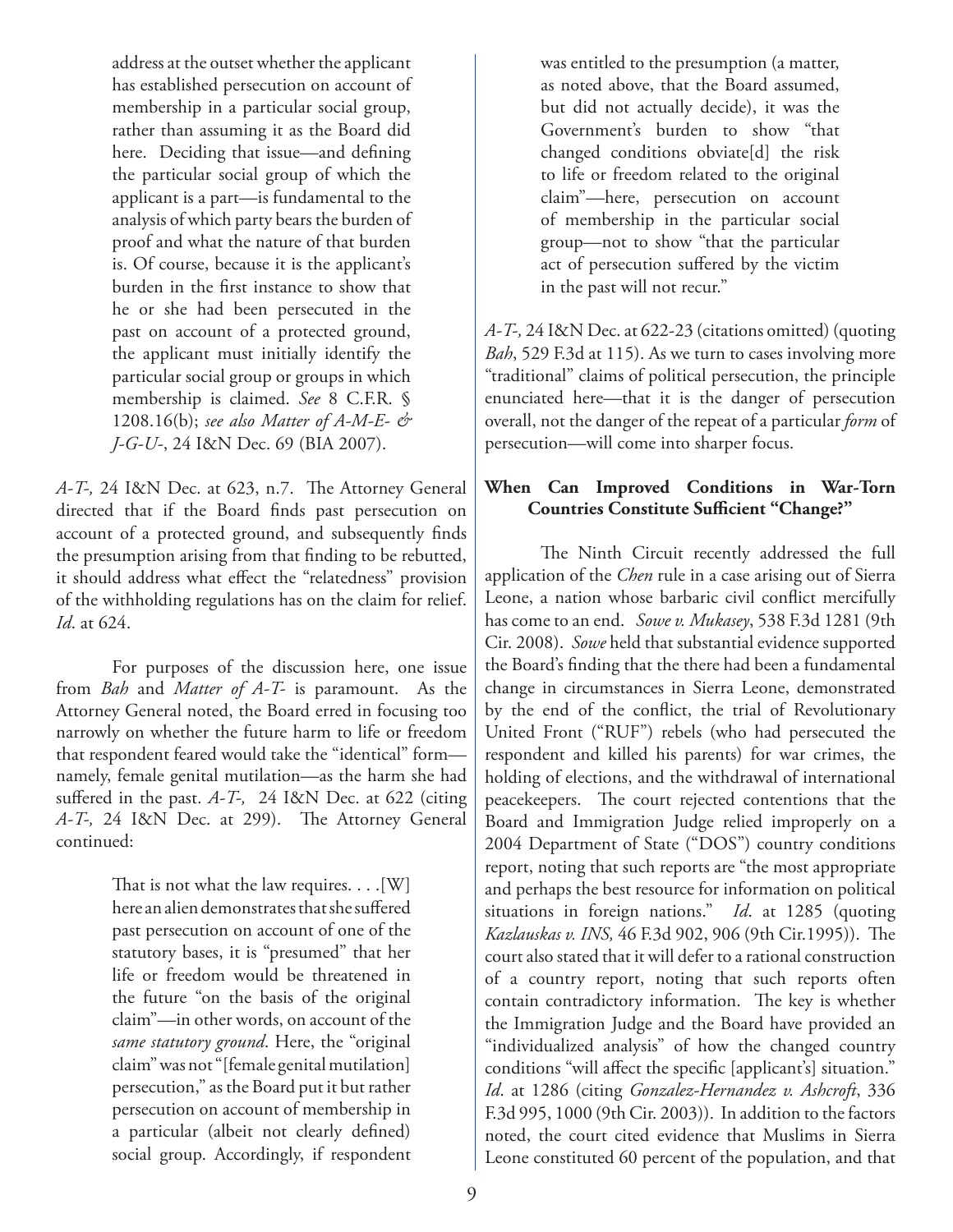> address at the outset whether the applicant has established persecution on account of membership in a particular social group, rather than assuming it as the Board did here. Deciding that issue—and defining the particular social group of which the applicant is a part—is fundamental to the analysis of which party bears the burden of proof and what the nature of that burden is. Of course, because it is the applicant's burden in the first instance to show that he or she had been persecuted in the past on account of a protected ground, the applicant must initially identify the particular social group or groups in which membership is claimed. *See* 8 C.F.R. § 1208.16(b); *see also Matter of A-M-E- & J-G-U-*, 24 I&N Dec. 69 (BIA 2007).

*A-T-,* 24 I&N Dec. at 623, n.7. The Attorney General directed that if the Board finds past persecution on account of a protected ground, and subsequently finds the presumption arising from that finding to be rebutted, it should address what effect the "relatedness" provision of the withholding regulations has on the claim for relief. *Id*. at 624.

For purposes of the discussion here, one issue from *Bah* and *Matter of A-T-* is paramount. As the Attorney General noted, the Board erred in focusing too narrowly on whether the future harm to life or freedom that respondent feared would take the "identical" form—namely, female genital mutilation—as the harm she had suffered in the past. *A-T-,* 24 I&N Dec. at 622 (citing *A-T-,* 24 I&N Dec. at 299). The Attorney General continued:

> That is not what the law requires. . . .[W]here an alien demonstrates that she suffered past persecution on account of one of the statutory bases, it is "presumed" that her life or freedom would be threatened in the future "on the basis of the original claim"—in other words, on account of the *same statutory ground*. Here, the "original claim" was not "[female genital mutilation] persecution," as the Board put it but rather persecution on account of membership in a particular (albeit not clearly defined) social group. Accordingly, if respondent was entitled to the presumption (a matter, as noted above, that the Board assumed, but did not actually decide), it was the Government's burden to show "that changed conditions obviate[d] the risk to life or freedom related to the original claim"—here, persecution on account of membership in the particular social group—not to show "that the particular act of persecution suffered by the victim in the past will not recur."

*A-T-,* 24 I&N Dec. at 622-23 (citations omitted) (quoting *Bah*, 529 F.3d at 115). As we turn to cases involving more "traditional" claims of political persecution, the principle enunciated here—that it is the danger of persecution overall, not the danger of the repeat of a particular *form* of persecution—will come into sharper focus.

### When Can Improved Conditions in War-Torn Countries Constitute Sufficient "Change?"

The Ninth Circuit recently addressed the full application of the *Chen* rule in a case arising out of Sierra Leone, a nation whose barbaric civil conflict mercifully has come to an end. *Sowe v. Mukasey*, 538 F.3d 1281 (9th Cir. 2008). *Sowe* held that substantial evidence supported the Board's finding that the there had been a fundamental change in circumstances in Sierra Leone, demonstrated by the end of the conflict, the trial of Revolutionary United Front ("RUF") rebels (who had persecuted the respondent and killed his parents) for war crimes, the holding of elections, and the withdrawal of international peacekeepers. The court rejected contentions that the Board and Immigration Judge relied improperly on a 2004 Department of State ("DOS") country conditions report, noting that such reports are "the most appropriate and perhaps the best resource for information on political situations in foreign nations." *Id*. at 1285 (quoting *Kazlauskas v. INS,* 46 F.3d 902, 906 (9th Cir.1995)). The court also stated that it will defer to a rational construction of a country report, noting that such reports often contain contradictory information. The key is whether the Immigration Judge and the Board have provided an "individualized analysis" of how the changed country conditions "will affect the specific [applicant's] situation." *Id*. at 1286 (citing *Gonzalez-Hernandez v. Ashcroft*, 336 F.3d 995, 1000 (9th Cir. 2003)). In addition to the factors noted, the court cited evidence that Muslims in Sierra Leone constituted 60 percent of the population, and that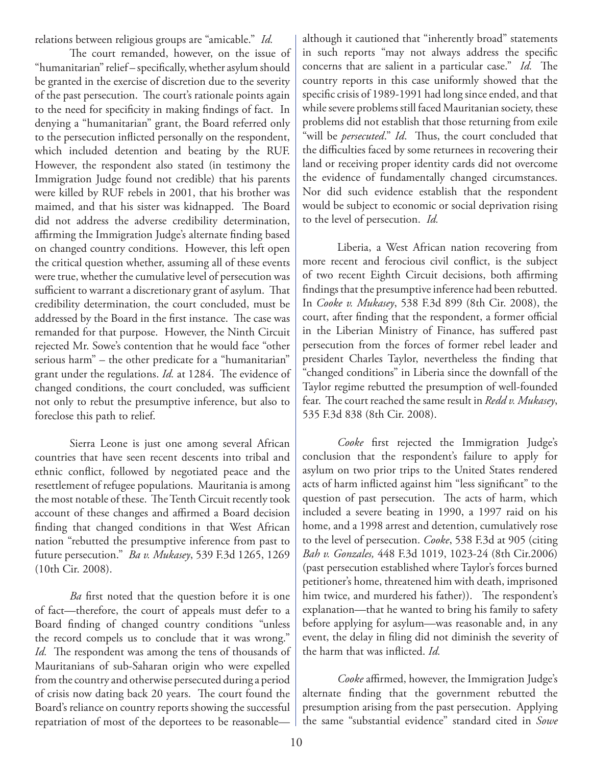relations between religious groups are "amicable." *Id.*

The court remanded, however, on the issue of "humanitarian" relief – specifically, whether asylum should be granted in the exercise of discretion due to the severity of the past persecution. The court's rationale points again to the need for specificity in making findings of fact. In denying a "humanitarian" grant, the Board referred only to the persecution inflicted personally on the respondent, which included detention and beating by the RUF. However, the respondent also stated (in testimony the Immigration Judge found not credible) that his parents were killed by RUF rebels in 2001, that his brother was maimed, and that his sister was kidnapped. The Board did not address the adverse credibility determination, affirming the Immigration Judge's alternate finding based on changed country conditions. However, this left open the critical question whether, assuming all of these events were true, whether the cumulative level of persecution was sufficient to warrant a discretionary grant of asylum. That credibility determination, the court concluded, must be addressed by the Board in the first instance. The case was remanded for that purpose. However, the Ninth Circuit rejected Mr. Sowe's contention that he would face "other serious harm" – the other predicate for a "humanitarian" grant under the regulations. *Id.* at 1284. The evidence of changed conditions, the court concluded, was sufficient not only to rebut the presumptive inference, but also to foreclose this path to relief.

Sierra Leone is just one among several African countries that have seen recent descents into tribal and ethnic conflict, followed by negotiated peace and the resettlement of refugee populations. Mauritania is among the most notable of these. The Tenth Circuit recently took account of these changes and affirmed a Board decision finding that changed conditions in that West African nation "rebutted the presumptive inference from past to future persecution." *Ba v. Mukasey*, 539 F.3d 1265, 1269 (10th Cir. 2008).

*Ba* first noted that the question before it is one of fact—therefore, the court of appeals must defer to a Board finding of changed country conditions "unless the record compels us to conclude that it was wrong." *Id.* The respondent was among the tens of thousands of Mauritanians of sub-Saharan origin who were expelled from the country and otherwise persecuted during a period of crisis now dating back 20 years. The court found the Board's reliance on country reports showing the successful repatriation of most of the deportees to be reasonable—although it cautioned that "inherently broad" statements in such reports "may not always address the specific concerns that are salient in a particular case." *Id.* The country reports in this case uniformly showed that the specific crisis of 1989-1991 had long since ended, and that while severe problems still faced Mauritanian society, these problems did not establish that those returning from exile "will be *persecuted*." *Id*. Thus, the court concluded that the difficulties faced by some returnees in recovering their land or receiving proper identity cards did not overcome the evidence of fundamentally changed circumstances. Nor did such evidence establish that the respondent would be subject to economic or social deprivation rising to the level of persecution. *Id.*

Liberia, a West African nation recovering from more recent and ferocious civil conflict, is the subject of two recent Eighth Circuit decisions, both affirming findings that the presumptive inference had been rebutted. In *Cooke v. Mukasey*, 538 F.3d 899 (8th Cir. 2008), the court, after finding that the respondent, a former official in the Liberian Ministry of Finance, has suffered past persecution from the forces of former rebel leader and president Charles Taylor, nevertheless the finding that "changed conditions" in Liberia since the downfall of the Taylor regime rebutted the presumption of well-founded fear. The court reached the same result in *Redd v. Mukasey*, 535 F.3d 838 (8th Cir. 2008).

*Cooke* first rejected the Immigration Judge's conclusion that the respondent's failure to apply for asylum on two prior trips to the United States rendered acts of harm inflicted against him "less significant" to the question of past persecution. The acts of harm, which included a severe beating in 1990, a 1997 raid on his home, and a 1998 arrest and detention, cumulatively rose to the level of persecution. *Cooke*, 538 F.3d at 905 (citing *Bah v. Gonzales,* 448 F.3d 1019, 1023-24 (8th Cir.2006) (past persecution established where Taylor's forces burned petitioner's home, threatened him with death, imprisoned him twice, and murdered his father)). The respondent's explanation—that he wanted to bring his family to safety before applying for asylum—was reasonable and, in any event, the delay in filing did not diminish the severity of the harm that was inflicted. *Id.*

*Cooke* affirmed, however, the Immigration Judge's alternate finding that the government rebutted the presumption arising from the past persecution. Applying the same "substantial evidence" standard cited in *Sowe*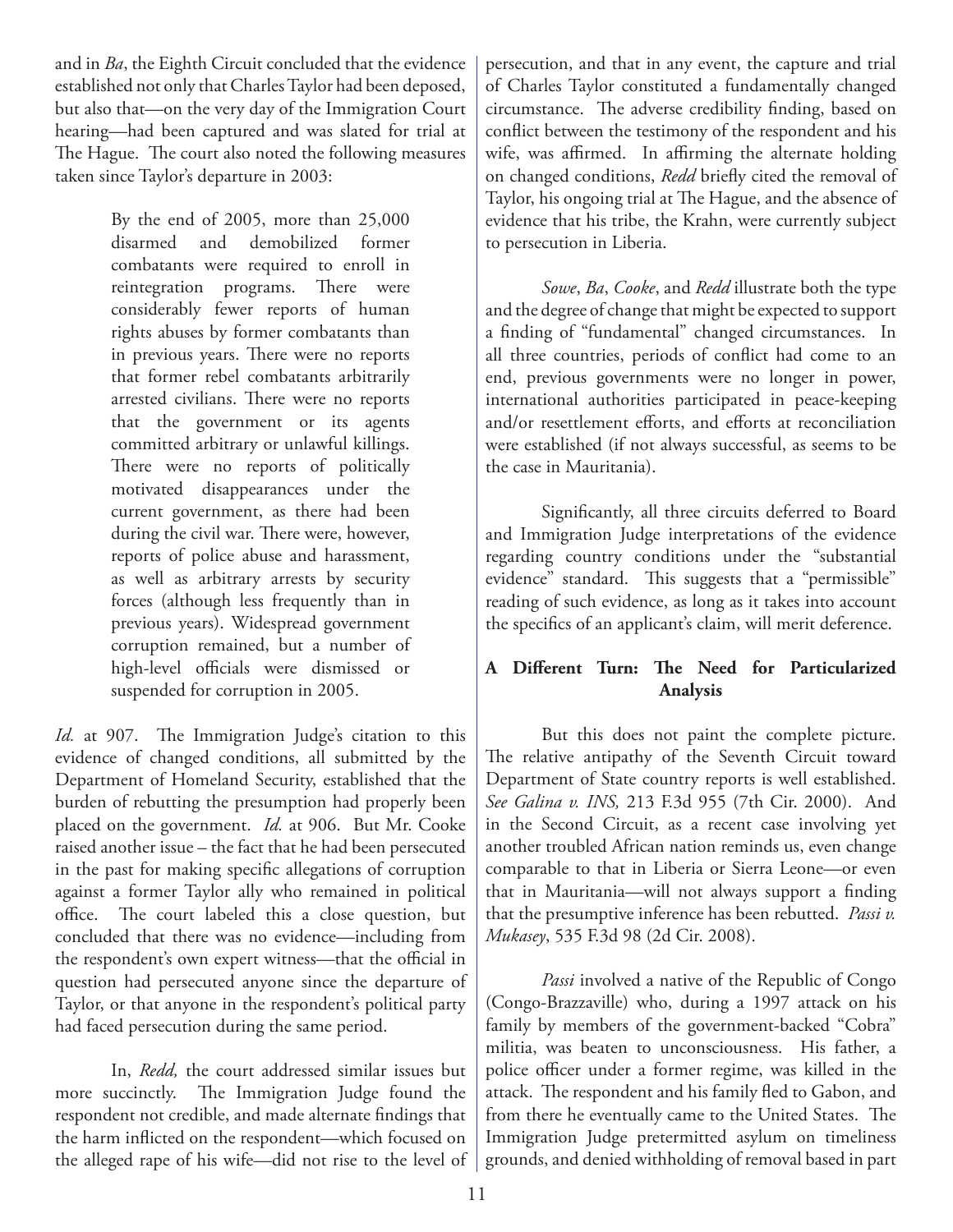and in *Ba*, the Eighth Circuit concluded that the evidence established not only that Charles Taylor had been deposed, but also that—on the very day of the Immigration Court hearing—had been captured and was slated for trial at The Hague. The court also noted the following measures taken since Taylor's departure in 2003:

> By the end of 2005, more than 25,000 disarmed and demobilized former combatants were required to enroll in reintegration programs. There were considerably fewer reports of human rights abuses by former combatants than in previous years. There were no reports that former rebel combatants arbitrarily arrested civilians. There were no reports that the government or its agents committed arbitrary or unlawful killings. There were no reports of politically motivated disappearances under the current government, as there had been during the civil war. There were, however, reports of police abuse and harassment, as well as arbitrary arrests by security forces (although less frequently than in previous years). Widespread government corruption remained, but a number of high-level officials were dismissed or suspended for corruption in 2005.

*Id.* at 907. The Immigration Judge's citation to this evidence of changed conditions, all submitted by the Department of Homeland Security, established that the burden of rebutting the presumption had properly been placed on the government. *Id.* at 906. But Mr. Cooke raised another issue – the fact that he had been persecuted in the past for making specific allegations of corruption against a former Taylor ally who remained in political office. The court labeled this a close question, but concluded that there was no evidence—including from the respondent's own expert witness—that the official in question had persecuted anyone since the departure of Taylor, or that anyone in the respondent's political party had faced persecution during the same period.

In, *Redd,* the court addressed similar issues but more succinctly. The Immigration Judge found the respondent not credible, and made alternate findings that the harm inflicted on the respondent—which focused on the alleged rape of his wife—did not rise to the level of persecution, and that in any event, the capture and trial of Charles Taylor constituted a fundamentally changed circumstance. The adverse credibility finding, based on conflict between the testimony of the respondent and his wife, was affirmed. In affirming the alternate holding on changed conditions, *Redd* briefly cited the removal of Taylor, his ongoing trial at The Hague, and the absence of evidence that his tribe, the Krahn, were currently subject to persecution in Liberia.

*Sowe*, *Ba*, *Cooke*, and *Redd* illustrate both the type and the degree of change that might be expected to support a finding of "fundamental" changed circumstances. In all three countries, periods of conflict had come to an end, previous governments were no longer in power, international authorities participated in peace-keeping and/or resettlement efforts, and efforts at reconciliation were established (if not always successful, as seems to be the case in Mauritania).

Significantly, all three circuits deferred to Board and Immigration Judge interpretations of the evidence regarding country conditions under the "substantial evidence" standard. This suggests that a "permissible" reading of such evidence, as long as it takes into account the specifics of an applicant's claim, will merit deference.

## A Different Turn: The Need for Particularized Analysis

But this does not paint the complete picture. The relative antipathy of the Seventh Circuit toward Department of State country reports is well established. *See Galina v. INS,* 213 F.3d 955 (7th Cir. 2000). And in the Second Circuit, as a recent case involving yet another troubled African nation reminds us, even change comparable to that in Liberia or Sierra Leone—or even that in Mauritania—will not always support a finding that the presumptive inference has been rebutted. *Passi v. Mukasey*, 535 F.3d 98 (2d Cir. 2008).

*Passi* involved a native of the Republic of Congo (Congo-Brazzaville) who, during a 1997 attack on his family by members of the government-backed "Cobra" militia, was beaten to unconsciousness. His father, a police officer under a former regime, was killed in the attack. The respondent and his family fled to Gabon, and from there he eventually came to the United States. The Immigration Judge pretermitted asylum on timeliness grounds, and denied withholding of removal based in part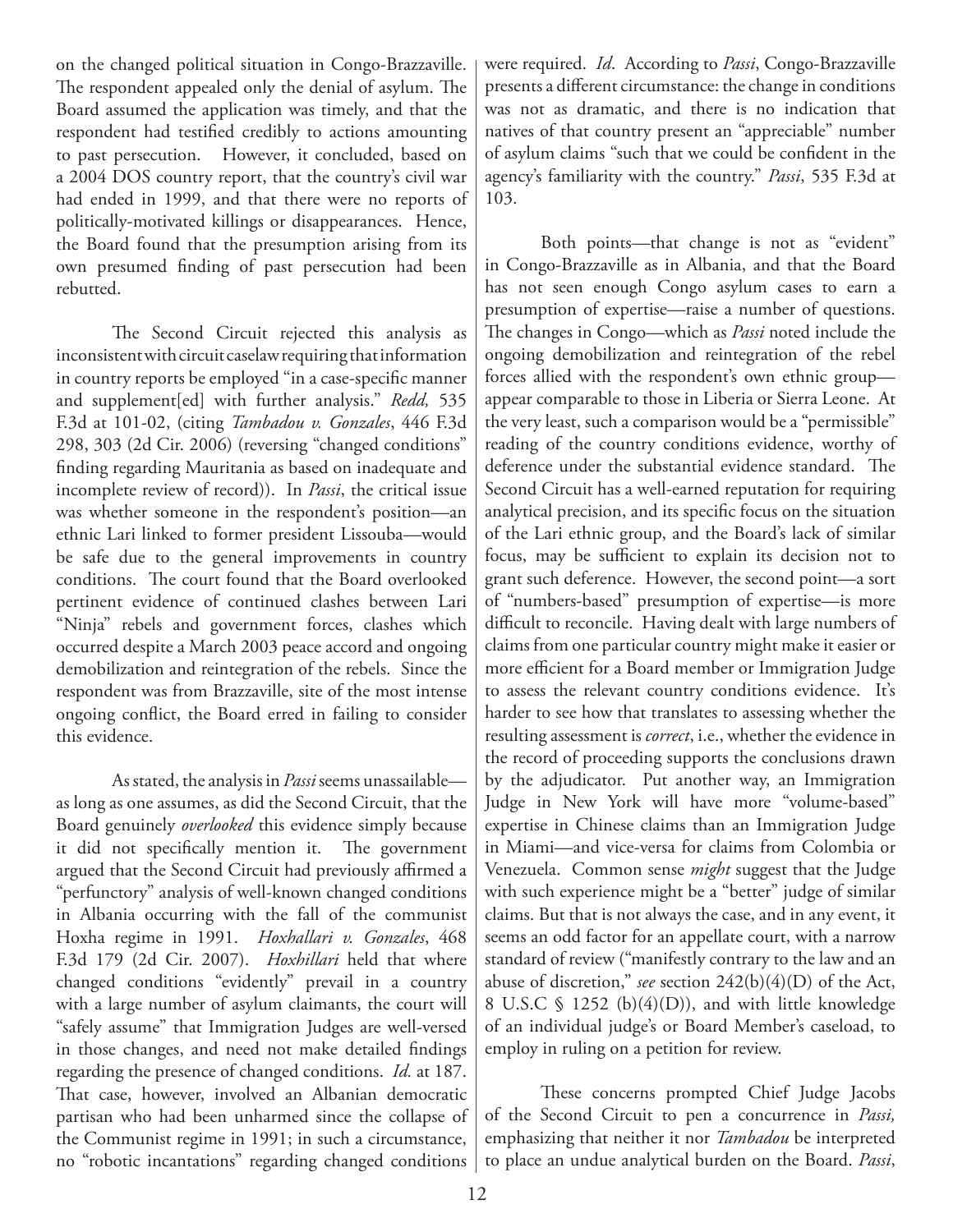on the changed political situation in Congo-Brazzaville. The respondent appealed only the denial of asylum. The Board assumed the application was timely, and that the respondent had testified credibly to actions amounting to past persecution. However, it concluded, based on a 2004 DOS country report, that the country's civil war had ended in 1999, and that there were no reports of politically-motivated killings or disappearances. Hence, the Board found that the presumption arising from its own presumed finding of past persecution had been rebutted.

The Second Circuit rejected this analysis as inconsistent with circuit caselaw requiring that information in country reports be employed "in a case-specific manner and supplement[ed] with further analysis." *Redd,* 535 F.3d at 101-02, (citing *Tambadou v. Gonzales*, 446 F.3d 298, 303 (2d Cir. 2006) (reversing "changed conditions" finding regarding Mauritania as based on inadequate and incomplete review of record)). In *Passi*, the critical issue was whether someone in the respondent's position—an ethnic Lari linked to former president Lissouba—would be safe due to the general improvements in country conditions. The court found that the Board overlooked pertinent evidence of continued clashes between Lari "Ninja" rebels and government forces, clashes which occurred despite a March 2003 peace accord and ongoing demobilization and reintegration of the rebels. Since the respondent was from Brazzaville, site of the most intense ongoing conflict, the Board erred in failing to consider this evidence.

As stated, the analysis in *Passi* seems unassailable—as long as one assumes, as did the Second Circuit, that the Board genuinely *overlooked* this evidence simply because it did not specifically mention it. The government argued that the Second Circuit had previously affirmed a "perfunctory" analysis of well-known changed conditions in Albania occurring with the fall of the communist Hoxha regime in 1991. *Hoxhallari v. Gonzales*, 468 F.3d 179 (2d Cir. 2007). *Hoxhillari* held that where changed conditions "evidently" prevail in a country with a large number of asylum claimants, the court will "safely assume" that Immigration Judges are well-versed in those changes, and need not make detailed findings regarding the presence of changed conditions. *Id.* at 187. That case, however, involved an Albanian democratic partisan who had been unharmed since the collapse of the Communist regime in 1991; in such a circumstance, no "robotic incantations" regarding changed conditions were required. *Id*. According to *Passi*, Congo-Brazzaville presents a different circumstance: the change in conditions was not as dramatic, and there is no indication that natives of that country present an "appreciable" number of asylum claims "such that we could be confident in the agency's familiarity with the country." *Passi*, 535 F.3d at 103.

Both points—that change is not as "evident" in Congo-Brazzaville as in Albania, and that the Board has not seen enough Congo asylum cases to earn a presumption of expertise—raise a number of questions. The changes in Congo—which as *Passi* noted include the ongoing demobilization and reintegration of the rebel forces allied with the respondent's own ethnic group—appear comparable to those in Liberia or Sierra Leone. At the very least, such a comparison would be a "permissible" reading of the country conditions evidence, worthy of deference under the substantial evidence standard. The Second Circuit has a well-earned reputation for requiring analytical precision, and its specific focus on the situation of the Lari ethnic group, and the Board's lack of similar focus, may be sufficient to explain its decision not to grant such deference. However, the second point—a sort of "numbers-based" presumption of expertise—is more difficult to reconcile. Having dealt with large numbers of claims from one particular country might make it easier or more efficient for a Board member or Immigration Judge to assess the relevant country conditions evidence. It's harder to see how that translates to assessing whether the resulting assessment is *correct*, i.e., whether the evidence in the record of proceeding supports the conclusions drawn by the adjudicator. Put another way, an Immigration Judge in New York will have more "volume-based" expertise in Chinese claims than an Immigration Judge in Miami—and vice-versa for claims from Colombia or Venezuela. Common sense *might* suggest that the Judge with such experience might be a "better" judge of similar claims. But that is not always the case, and in any event, it seems an odd factor for an appellate court, with a narrow standard of review ("manifestly contrary to the law and an abuse of discretion," *see* section 242(b)(4)(D) of the Act, 8 U.S.C § 1252 (b)(4)(D)), and with little knowledge of an individual judge's or Board Member's caseload, to employ in ruling on a petition for review.

These concerns prompted Chief Judge Jacobs of the Second Circuit to pen a concurrence in *Passi,* emphasizing that neither it nor *Tambadou* be interpreted to place an undue analytical burden on the Board. *Passi*,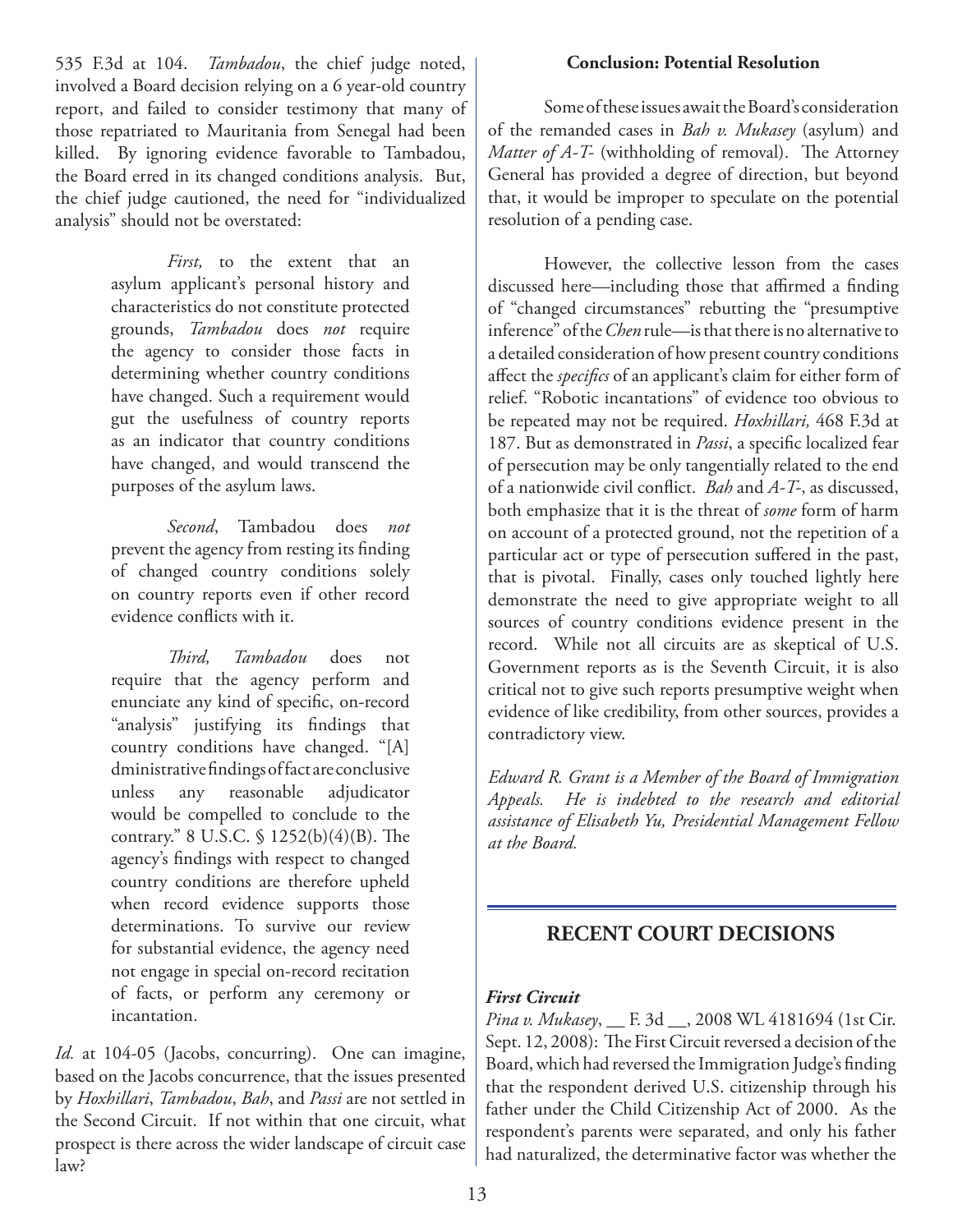535 F.3d at 104. *Tambadou*, the chief judge noted, involved a Board decision relying on a 6 year-old country report, and failed to consider testimony that many of those repatriated to Mauritania from Senegal had been killed. By ignoring evidence favorable to Tambadou, the Board erred in its changed conditions analysis. But, the chief judge cautioned, the need for "individualized analysis" should not be overstated:

> *First,* to the extent that an asylum applicant's personal history and characteristics do not constitute protected grounds, *Tambadou* does *not* require the agency to consider those facts in determining whether country conditions have changed. Such a requirement would gut the usefulness of country reports as an indicator that country conditions have changed, and would transcend the purposes of the asylum laws.
>
> *Second*, Tambadou does *not* prevent the agency from resting its finding of changed country conditions solely on country reports even if other record evidence conflicts with it.
>
> *Third, Tambadou* does not require that the agency perform and enunciate any kind of specific, on-record "analysis" justifying its findings that country conditions have changed. "[A]dministrative findings of fact are conclusive unless any reasonable adjudicator would be compelled to conclude to the contrary." 8 U.S.C. § 1252(b)(4)(B). The agency's findings with respect to changed country conditions are therefore upheld when record evidence supports those determinations. To survive our review for substantial evidence, the agency need not engage in special on-record recitation of facts, or perform any ceremony or incantation.

*Id.* at 104-05 (Jacobs, concurring). One can imagine, based on the Jacobs concurrence, that the issues presented by *Hoxhillari*, *Tambadou*, *Bah*, and *Passi* are not settled in the Second Circuit. If not within that one circuit, what prospect is there across the wider landscape of circuit case law?

**Conclusion: Potential Resolution**

Some of these issues await the Board's consideration of the remanded cases in *Bah v. Mukasey* (asylum) and *Matter of A-T-* (withholding of removal). The Attorney General has provided a degree of direction, but beyond that, it would be improper to speculate on the potential resolution of a pending case.

However, the collective lesson from the cases discussed here—including those that affirmed a finding of "changed circumstances" rebutting the "presumptive inference" of the *Chen* rule—is that there is no alternative to a detailed consideration of how present country conditions affect the *specifics* of an applicant's claim for either form of relief. "Robotic incantations" of evidence too obvious to be repeated may not be required. *Hoxhillari,* 468 F.3d at 187. But as demonstrated in *Passi*, a specific localized fear of persecution may be only tangentially related to the end of a nationwide civil conflict. *Bah* and *A-T-*, as discussed, both emphasize that it is the threat of *some* form of harm on account of a protected ground, not the repetition of a particular act or type of persecution suffered in the past, that is pivotal. Finally, cases only touched lightly here demonstrate the need to give appropriate weight to all sources of country conditions evidence present in the record. While not all circuits are as skeptical of U.S. Government reports as is the Seventh Circuit, it is also critical not to give such reports presumptive weight when evidence of like credibility, from other sources, provides a contradictory view.

*Edward R. Grant is a Member of the Board of Immigration Appeals. He is indebted to the research and editorial assistance of Elisabeth Yu, Presidential Management Fellow at the Board.*

## RECENT COURT DECISIONS

### *First Circuit*

*Pina v. Mukasey*, __ F. 3d __, 2008 WL 4181694 (1st Cir. Sept. 12, 2008): The First Circuit reversed a decision of the Board, which had reversed the Immigration Judge's finding that the respondent derived U.S. citizenship through his father under the Child Citizenship Act of 2000. As the respondent's parents were separated, and only his father had naturalized, the determinative factor was whether the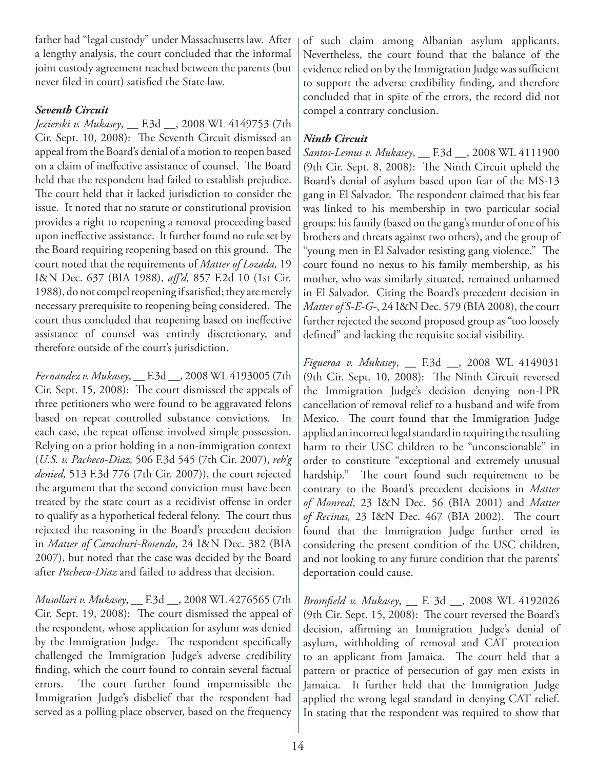father had "legal custody" under Massachusetts law. After a lengthy analysis, the court concluded that the informal joint custody agreement reached between the parents (but never filed in court) satisfied the State law.

### *Seventh Circuit*

*Jezierski v. Mukasey*, __ F.3d __, 2008 WL 4149753 (7th Cir. Sept. 10, 2008): The Seventh Circuit dismissed an appeal from the Board's denial of a motion to reopen based on a claim of ineffective assistance of counsel. The Board held that the respondent had failed to establish prejudice. The court held that it lacked jurisdiction to consider the issue. It noted that no statute or constitutional provision provides a right to reopening a removal proceeding based upon ineffective assistance. It further found no rule set by the Board requiring reopening based on this ground. The court noted that the requirements of *Matter of Lozada,* 19 I&N Dec. 637 (BIA 1988), *aff'd,* 857 F.2d 10 (1st Cir. 1988), do not compel reopening if satisfied; they are merely necessary prerequisite to reopening being considered. The court thus concluded that reopening based on ineffective assistance of counsel was entirely discretionary, and therefore outside of the court's jurisdiction.

*Fernandez v. Mukasey*, __ F.3d __, 2008 WL 4193005 (7th Cir. Sept. 15, 2008): The court dismissed the appeals of three petitioners who were found to be aggravated felons based on repeat controlled substance convictions. In each case, the repeat offense involved simple possession. Relying on a prior holding in a non-immigration context (*U.S. v. Pacheco-Diaz,* 506 F.3d 545 (7th Cir. 2007), *reh'g denied,* 513 F.3d 776 (7th Cir. 2007)), the court rejected the argument that the second conviction must have been treated by the state court as a recidivist offense in order to qualify as a hypothetical federal felony. The court thus rejected the reasoning in the Board's precedent decision in *Matter of Carachuri-Rosendo*, 24 I&N Dec. 382 (BIA 2007), but noted that the case was decided by the Board after *Pacheco-Diaz* and failed to address that decision.

*Musollari v. Mukasey*, __ F.3d __, 2008 WL 4276565 (7th Cir. Sept. 19, 2008): The court dismissed the appeal of the respondent, whose application for asylum was denied by the Immigration Judge. The respondent specifically challenged the Immigration Judge's adverse credibility finding, which the court found to contain several factual errors. The court further found impermissible the Immigration Judge's disbelief that the respondent had served as a polling place observer, based on the frequency of such claim among Albanian asylum applicants. Nevertheless, the court found that the balance of the evidence relied on by the Immigration Judge was sufficient to support the adverse credibility finding, and therefore concluded that in spite of the errors, the record did not compel a contrary conclusion.

### *Ninth Circuit*

*Santos-Lemus v. Mukasey*, __ F.3d __, 2008 WL 4111900 (9th Cir. Sept. 8, 2008): The Ninth Circuit upheld the Board's denial of asylum based upon fear of the MS-13 gang in El Salvador. The respondent claimed that his fear was linked to his membership in two particular social groups: his family (based on the gang's murder of one of his brothers and threats against two others), and the group of "young men in El Salvador resisting gang violence." The court found no nexus to his family membership, as his mother, who was similarly situated, remained unharmed in El Salvador. Citing the Board's precedent decision in *Matter of S-E-G-*, 24 I&N Dec. 579 (BIA 2008), the court further rejected the second proposed group as "too loosely defined" and lacking the requisite social visibility.

*Figueroa v. Mukasey*, __ F.3d __, 2008 WL 4149031 (9th Cir. Sept. 10, 2008): The Ninth Circuit reversed the Immigration Judge's decision denying non-LPR cancellation of removal relief to a husband and wife from Mexico. The court found that the Immigration Judge applied an incorrect legal standard in requiring the resulting harm to their USC children to be "unconscionable" in order to constitute "exceptional and extremely unusual hardship." The court found such requirement to be contrary to the Board's precedent decisions in *Matter of Monreal*, 23 I&N Dec. 56 (BIA 2001) and *Matter of Recinas,* 23 I&N Dec. 467 (BIA 2002). The court found that the Immigration Judge further erred in considering the present condition of the USC children, and not looking to any future condition that the parents' deportation could cause.

*Bromfield v. Mukasey*, __ F. 3d __, 2008 WL 4192026 (9th Cir. Sept. 15, 2008): The court reversed the Board's decision, affirming an Immigration Judge's denial of asylum, withholding of removal and CAT protection to an applicant from Jamaica. The court held that a pattern or practice of persecution of gay men exists in Jamaica. It further held that the Immigration Judge applied the wrong legal standard in denying CAT relief. In stating that the respondent was required to show that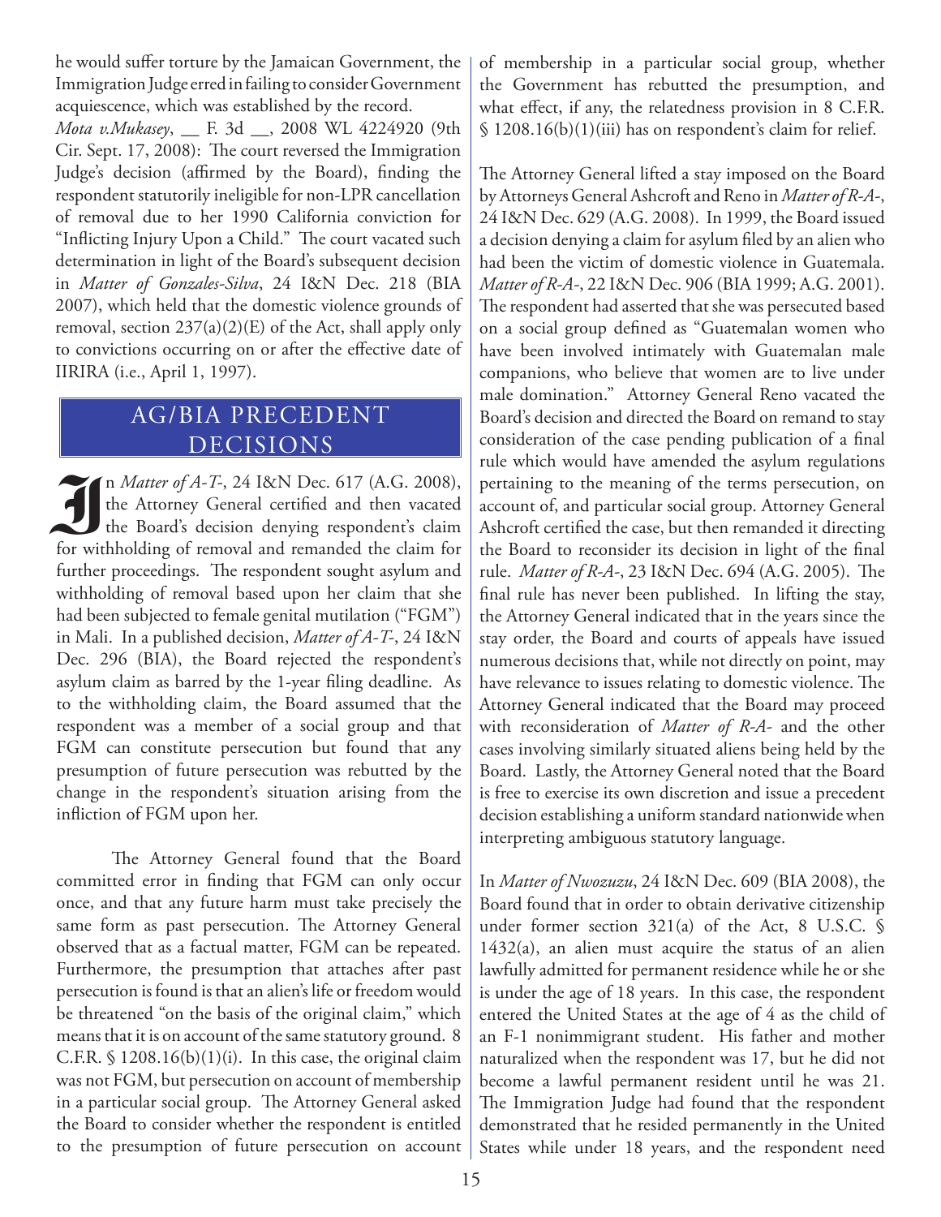he would suffer torture by the Jamaican Government, the Immigration Judge erred in failing to consider Government acquiescence, which was established by the record.

*Mota v.Mukasey*, __ F. 3d __, 2008 WL 4224920 (9th Cir. Sept. 17, 2008): The court reversed the Immigration Judge's decision (affirmed by the Board), finding the respondent statutorily ineligible for non-LPR cancellation of removal due to her 1990 California conviction for "Inflicting Injury Upon a Child." The court vacated such determination in light of the Board's subsequent decision in *Matter of Gonzales-Silva*, 24 I&N Dec. 218 (BIA 2007), which held that the domestic violence grounds of removal, section 237(a)(2)(E) of the Act, shall apply only to convictions occurring on or after the effective date of IIRIRA (i.e., April 1, 1997).

## AG/BIA PRECEDENT DECISIONS

In *Matter of A-T-*, 24 I&N Dec. 617 (A.G. 2008), the Attorney General certified and then vacated the Board's decision denying respondent's claim for withholding of removal and remanded the claim for further proceedings. The respondent sought asylum and withholding of removal based upon her claim that she had been subjected to female genital mutilation ("FGM") in Mali. In a published decision, *Matter of A-T-*, 24 I&N Dec. 296 (BIA), the Board rejected the respondent's asylum claim as barred by the 1-year filing deadline. As to the withholding claim, the Board assumed that the respondent was a member of a social group and that FGM can constitute persecution but found that any presumption of future persecution was rebutted by the change in the respondent's situation arising from the infliction of FGM upon her.

The Attorney General found that the Board committed error in finding that FGM can only occur once, and that any future harm must take precisely the same form as past persecution. The Attorney General observed that as a factual matter, FGM can be repeated. Furthermore, the presumption that attaches after past persecution is found is that an alien's life or freedom would be threatened "on the basis of the original claim," which means that it is on account of the same statutory ground. 8 C.F.R. § 1208.16(b)(1)(i). In this case, the original claim was not FGM, but persecution on account of membership in a particular social group. The Attorney General asked the Board to consider whether the respondent is entitled to the presumption of future persecution on account of membership in a particular social group, whether the Government has rebutted the presumption, and what effect, if any, the relatedness provision in 8 C.F.R. § 1208.16(b)(1)(iii) has on respondent's claim for relief.

The Attorney General lifted a stay imposed on the Board by Attorneys General Ashcroft and Reno in *Matter of R-A-*, 24 I&N Dec. 629 (A.G. 2008). In 1999, the Board issued a decision denying a claim for asylum filed by an alien who had been the victim of domestic violence in Guatemala. *Matter of R-A-*, 22 I&N Dec. 906 (BIA 1999; A.G. 2001). The respondent had asserted that she was persecuted based on a social group defined as "Guatemalan women who have been involved intimately with Guatemalan male companions, who believe that women are to live under male domination." Attorney General Reno vacated the Board's decision and directed the Board on remand to stay consideration of the case pending publication of a final rule which would have amended the asylum regulations pertaining to the meaning of the terms persecution, on account of, and particular social group. Attorney General Ashcroft certified the case, but then remanded it directing the Board to reconsider its decision in light of the final rule. *Matter of R-A-*, 23 I&N Dec. 694 (A.G. 2005). The final rule has never been published. In lifting the stay, the Attorney General indicated that in the years since the stay order, the Board and courts of appeals have issued numerous decisions that, while not directly on point, may have relevance to issues relating to domestic violence. The Attorney General indicated that the Board may proceed with reconsideration of *Matter of R-A-* and the other cases involving similarly situated aliens being held by the Board. Lastly, the Attorney General noted that the Board is free to exercise its own discretion and issue a precedent decision establishing a uniform standard nationwide when interpreting ambiguous statutory language.

In *Matter of Nwozuzu*, 24 I&N Dec. 609 (BIA 2008), the Board found that in order to obtain derivative citizenship under former section 321(a) of the Act, 8 U.S.C. § 1432(a), an alien must acquire the status of an alien lawfully admitted for permanent residence while he or she is under the age of 18 years. In this case, the respondent entered the United States at the age of 4 as the child of an F-1 nonimmigrant student. His father and mother naturalized when the respondent was 17, but he did not become a lawful permanent resident until he was 21. The Immigration Judge had found that the respondent demonstrated that he resided permanently in the United States while under 18 years, and the respondent need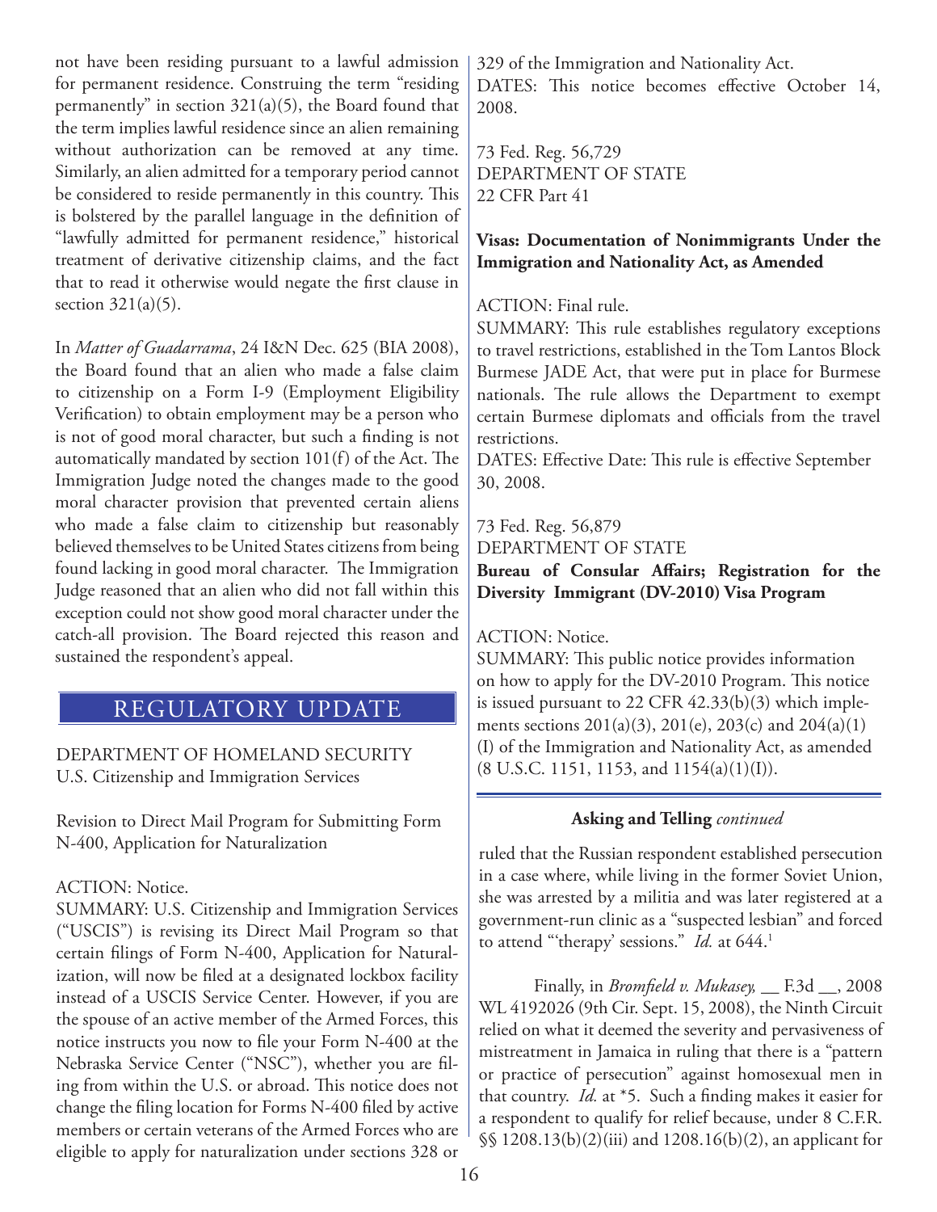not have been residing pursuant to a lawful admission for permanent residence. Construing the term "residing permanently" in section 321(a)(5), the Board found that the term implies lawful residence since an alien remaining without authorization can be removed at any time. Similarly, an alien admitted for a temporary period cannot be considered to reside permanently in this country. This is bolstered by the parallel language in the definition of "lawfully admitted for permanent residence," historical treatment of derivative citizenship claims, and the fact that to read it otherwise would negate the first clause in section 321(a)(5).

In *Matter of Guadarrama*, 24 I&N Dec. 625 (BIA 2008), the Board found that an alien who made a false claim to citizenship on a Form I-9 (Employment Eligibility Verification) to obtain employment may be a person who is not of good moral character, but such a finding is not automatically mandated by section 101(f) of the Act. The Immigration Judge noted the changes made to the good moral character provision that prevented certain aliens who made a false claim to citizenship but reasonably believed themselves to be United States citizens from being found lacking in good moral character. The Immigration Judge reasoned that an alien who did not fall within this exception could not show good moral character under the catch-all provision. The Board rejected this reason and sustained the respondent's appeal.

## REGULATORY UPDATE

DEPARTMENT OF HOMELAND SECURITY
U.S. Citizenship and Immigration Services

Revision to Direct Mail Program for Submitting Form N-400, Application for Naturalization

ACTION: Notice.
SUMMARY: U.S. Citizenship and Immigration Services ("USCIS") is revising its Direct Mail Program so that certain filings of Form N-400, Application for Naturalization, will now be filed at a designated lockbox facility instead of a USCIS Service Center. However, if you are the spouse of an active member of the Armed Forces, this notice instructs you now to file your Form N-400 at the Nebraska Service Center ("NSC"), whether you are filing from within the U.S. or abroad. This notice does not change the filing location for Forms N-400 filed by active members or certain veterans of the Armed Forces who are eligible to apply for naturalization under sections 328 or 329 of the Immigration and Nationality Act.
DATES: This notice becomes effective October 14, 2008.

73 Fed. Reg. 56,729
DEPARTMENT OF STATE
22 CFR Part 41

**Visas: Documentation of Nonimmigrants Under the Immigration and Nationality Act, as Amended**

ACTION: Final rule.
SUMMARY: This rule establishes regulatory exceptions to travel restrictions, established in the Tom Lantos Block Burmese JADE Act, that were put in place for Burmese nationals. The rule allows the Department to exempt certain Burmese diplomats and officials from the travel restrictions.
DATES: Effective Date: This rule is effective September 30, 2008.

73 Fed. Reg. 56,879
DEPARTMENT OF STATE
**Bureau of Consular Affairs; Registration for the Diversity Immigrant (DV-2010) Visa Program**

ACTION: Notice.
SUMMARY: This public notice provides information on how to apply for the DV-2010 Program. This notice is issued pursuant to 22 CFR 42.33(b)(3) which implements sections 201(a)(3), 201(e), 203(c) and 204(a)(1)(I) of the Immigration and Nationality Act, as amended (8 U.S.C. 1151, 1153, and 1154(a)(1)(I)).

**Asking and Telling** *continued*

ruled that the Russian respondent established persecution in a case where, while living in the former Soviet Union, she was arrested by a militia and was later registered at a government-run clinic as a "suspected lesbian" and forced to attend "'therapy' sessions." *Id.* at 644.[1]

Finally, in *Bromfield v. Mukasey,* __ F.3d __, 2008 WL 4192026 (9th Cir. Sept. 15, 2008), the Ninth Circuit relied on what it deemed the severity and pervasiveness of mistreatment in Jamaica in ruling that there is a "pattern or practice of persecution" against homosexual men in that country. *Id.* at *5. Such a finding makes it easier for a respondent to qualify for relief because, under 8 C.F.R. §§ 1208.13(b)(2)(iii) and 1208.16(b)(2), an applicant for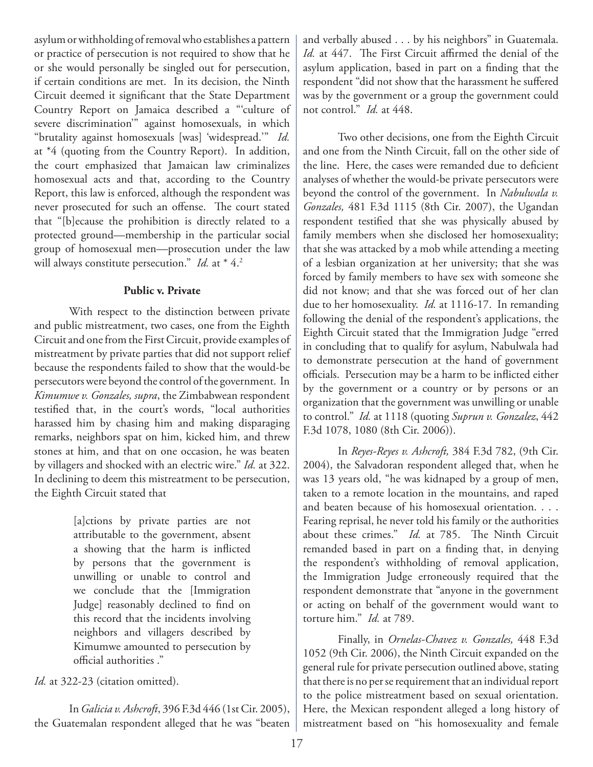asylum or withholding of removal who establishes a pattern or practice of persecution is not required to show that he or she would personally be singled out for persecution, if certain conditions are met. In its decision, the Ninth Circuit deemed it significant that the State Department Country Report on Jamaica described a "'culture of severe discrimination'" against homosexuals, in which "brutality against homosexuals [was] 'widespread.'" *Id.* at *4 (quoting from the Country Report). In addition, the court emphasized that Jamaican law criminalizes homosexual acts and that, according to the Country Report, this law is enforced, although the respondent was never prosecuted for such an offense. The court stated that "[b]ecause the prohibition is directly related to a protected ground—membership in the particular social group of homosexual men—prosecution under the law will always constitute persecution." *Id.* at * 4.[2]

**Public v. Private**

With respect to the distinction between private and public mistreatment, two cases, one from the Eighth Circuit and one from the First Circuit, provide examples of mistreatment by private parties that did not support relief because the respondents failed to show that the would-be persecutors were beyond the control of the government. In *Kimumwe v. Gonzales, supra*, the Zimbabwean respondent testified that, in the court's words, "local authorities harassed him by chasing him and making disparaging remarks, neighbors spat on him, kicked him, and threw stones at him, and that on one occasion, he was beaten by villagers and shocked with an electric wire." *Id.* at 322. In declining to deem this mistreatment to be persecution, the Eighth Circuit stated that

> [a]ctions by private parties are not attributable to the government, absent a showing that the harm is inflicted by persons that the government is unwilling or unable to control and we conclude that the [Immigration Judge] reasonably declined to find on this record that the incidents involving neighbors and villagers described by Kimumwe amounted to persecution by official authorities ."

*Id.* at 322-23 (citation omitted).

In *Galicia v. Ashcroft*, 396 F.3d 446 (1st Cir. 2005), the Guatemalan respondent alleged that he was "beaten and verbally abused . . . by his neighbors" in Guatemala. *Id.* at 447. The First Circuit affirmed the denial of the asylum application, based in part on a finding that the respondent "did not show that the harassment he suffered was by the government or a group the government could not control." *Id.* at 448.

Two other decisions, one from the Eighth Circuit and one from the Ninth Circuit, fall on the other side of the line. Here, the cases were remanded due to deficient analyses of whether the would-be private persecutors were beyond the control of the government. In *Nabulwala v. Gonzales,* 481 F.3d 1115 (8th Cir. 2007), the Ugandan respondent testified that she was physically abused by family members when she disclosed her homosexuality; that she was attacked by a mob while attending a meeting of a lesbian organization at her university; that she was forced by family members to have sex with someone she did not know; and that she was forced out of her clan due to her homosexuality. *Id.* at 1116-17. In remanding following the denial of the respondent's applications, the Eighth Circuit stated that the Immigration Judge "erred in concluding that to qualify for asylum, Nabulwala had to demonstrate persecution at the hand of government officials. Persecution may be a harm to be inflicted either by the government or a country or by persons or an organization that the government was unwilling or unable to control." *Id.* at 1118 (quoting *Suprun v. Gonzalez*, 442 F.3d 1078, 1080 (8th Cir. 2006)).

In *Reyes-Reyes v. Ashcroft,* 384 F.3d 782, (9th Cir. 2004), the Salvadoran respondent alleged that, when he was 13 years old, "he was kidnaped by a group of men, taken to a remote location in the mountains, and raped and beaten because of his homosexual orientation. . . . Fearing reprisal, he never told his family or the authorities about these crimes." *Id.* at 785. The Ninth Circuit remanded based in part on a finding that, in denying the respondent's withholding of removal application, the Immigration Judge erroneously required that the respondent demonstrate that "anyone in the government or acting on behalf of the government would want to torture him." *Id.* at 789.

Finally, in *Ornelas-Chavez v. Gonzales,* 448 F.3d 1052 (9th Cir. 2006), the Ninth Circuit expanded on the general rule for private persecution outlined above, stating that there is no per se requirement that an individual report to the police mistreatment based on sexual orientation. Here, the Mexican respondent alleged a long history of mistreatment based on "his homosexuality and female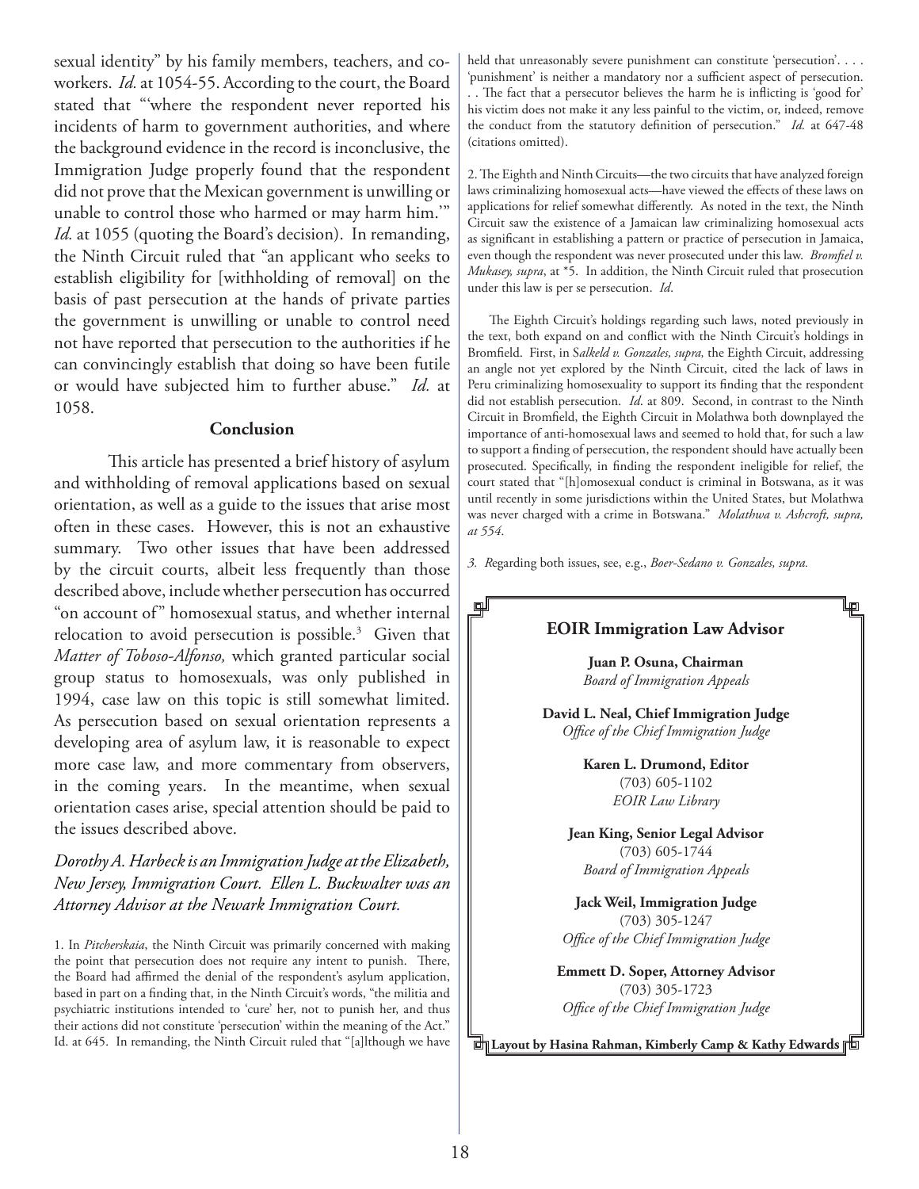sexual identity" by his family members, teachers, and co-workers. *Id.* at 1054-55. According to the court, the Board stated that "'where the respondent never reported his incidents of harm to government authorities, and where the background evidence in the record is inconclusive, the Immigration Judge properly found that the respondent did not prove that the Mexican government is unwilling or unable to control those who harmed or may harm him.'" *Id.* at 1055 (quoting the Board's decision). In remanding, the Ninth Circuit ruled that "an applicant who seeks to establish eligibility for [withholding of removal] on the basis of past persecution at the hands of private parties the government is unwilling or unable to control need not have reported that persecution to the authorities if he can convincingly establish that doing so have been futile or would have subjected him to further abuse." *Id.* at 1058.

## Conclusion

This article has presented a brief history of asylum and withholding of removal applications based on sexual orientation, as well as a guide to the issues that arise most often in these cases. However, this is not an exhaustive summary. Two other issues that have been addressed by the circuit courts, albeit less frequently than those described above, include whether persecution has occurred "on account of" homosexual status, and whether internal relocation to avoid persecution is possible.[3] Given that *Matter of Toboso-Alfonso,* which granted particular social group status to homosexuals, was only published in 1994, case law on this topic is still somewhat limited. As persecution based on sexual orientation represents a developing area of asylum law, it is reasonable to expect more case law, and more commentary from observers, in the coming years. In the meantime, when sexual orientation cases arise, special attention should be paid to the issues described above.

*Dorothy A. Harbeck is an Immigration Judge at the Elizabeth, New Jersey, Immigration Court. Ellen L. Buckwalter was an Attorney Advisor at the Newark Immigration Court.*

1. In *Pitcherskaia*, the Ninth Circuit was primarily concerned with making the point that persecution does not require any intent to punish. There, the Board had affirmed the denial of the respondent's asylum application, based in part on a finding that, in the Ninth Circuit's words, "the militia and psychiatric institutions intended to 'cure' her, not to punish her, and thus their actions did not constitute 'persecution' within the meaning of the Act." Id. at 645. In remanding, the Ninth Circuit ruled that "[a]lthough we have held that unreasonably severe punishment can constitute 'persecution'. . . . 'punishment' is neither a mandatory nor a sufficient aspect of persecution. . . The fact that a persecutor believes the harm he is inflicting is 'good for' his victim does not make it any less painful to the victim, or, indeed, remove the conduct from the statutory definition of persecution." *Id.* at 647-48 (citations omitted).

2. The Eighth and Ninth Circuits—the two circuits that have analyzed foreign laws criminalizing homosexual acts—have viewed the effects of these laws on applications for relief somewhat differently. As noted in the text, the Ninth Circuit saw the existence of a Jamaican law criminalizing homosexual acts as significant in establishing a pattern or practice of persecution in Jamaica, even though the respondent was never prosecuted under this law. *Bromfiel v. Mukasey, supra*, at *5. In addition, the Ninth Circuit ruled that prosecution under this law is per se persecution. *Id*.

The Eighth Circuit's holdings regarding such laws, noted previously in the text, both expand on and conflict with the Ninth Circuit's holdings in Bromfield. First, in *Salkeld v. Gonzales, supra,* the Eighth Circuit, addressing an angle not yet explored by the Ninth Circuit, cited the lack of laws in Peru criminalizing homosexuality to support its finding that the respondent did not establish persecution. *Id*. at 809. Second, in contrast to the Ninth Circuit in Bromfield, the Eighth Circuit in Molathwa both downplayed the importance of anti-homosexual laws and seemed to hold that, for such a law to support a finding of persecution, the respondent should have actually been prosecuted. Specifically, in finding the respondent ineligible for relief, the court stated that "[h]omosexual conduct is criminal in Botswana, as it was until recently in some jurisdictions within the United States, but Molathwa was never charged with a crime in Botswana." *Molathwa v. Ashcroft, supra, at 554*.

3. *R*egarding both issues, see, e.g., *Boer-Sedano v. Gonzales, supra.*

**EOIR Immigration Law Advisor**

**Juan P. Osuna, Chairman**
*Board of Immigration Appeals*

**David L. Neal, Chief Immigration Judge**
*Office of the Chief Immigration Judge*

**Karen L. Drumond, Editor**
(703) 605-1102
*EOIR Law Library*

**Jean King, Senior Legal Advisor**
(703) 605-1744
*Board of Immigration Appeals*

**Jack Weil, Immigration Judge**
(703) 305-1247
*Office of the Chief Immigration Judge*

**Emmett D. Soper, Attorney Advisor**
(703) 305-1723
*Office of the Chief Immigration Judge*

**Layout by Hasina Rahman, Kimberly Camp & Kathy Edwards**